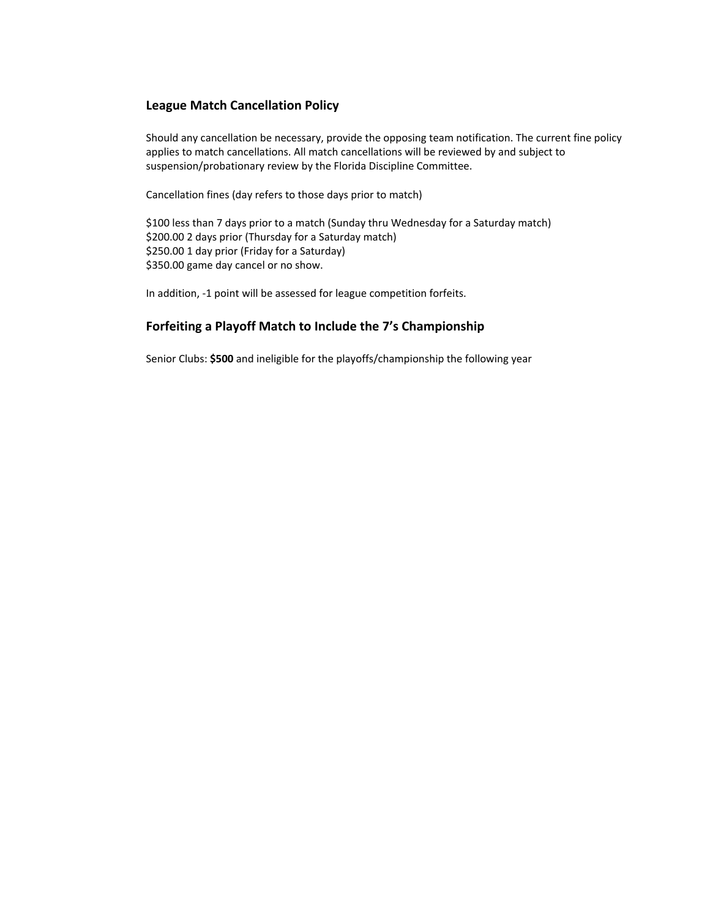## League Match Cancellation Policy

Should any cancellation be necessary, provide the opposing team notification. The current fine policy applies to match cancellations. All match cancellations will be reviewed by and subject to suspension/probationary review by the Florida Discipline Committee.

Cancellation fines (day refers to those days prior to match)

$100 less than 7 days prior to a match (Sunday thru Wednesday for a Saturday match)
$200.00 2 days prior (Thursday for a Saturday match)
$250.00 1 day prior (Friday for a Saturday)
$350.00 game day cancel or no show.

In addition, -1 point will be assessed for league competition forfeits.

## Forfeiting a Playoff Match to Include the 7's Championship

Senior Clubs: **$500** and ineligible for the playoffs/championship the following year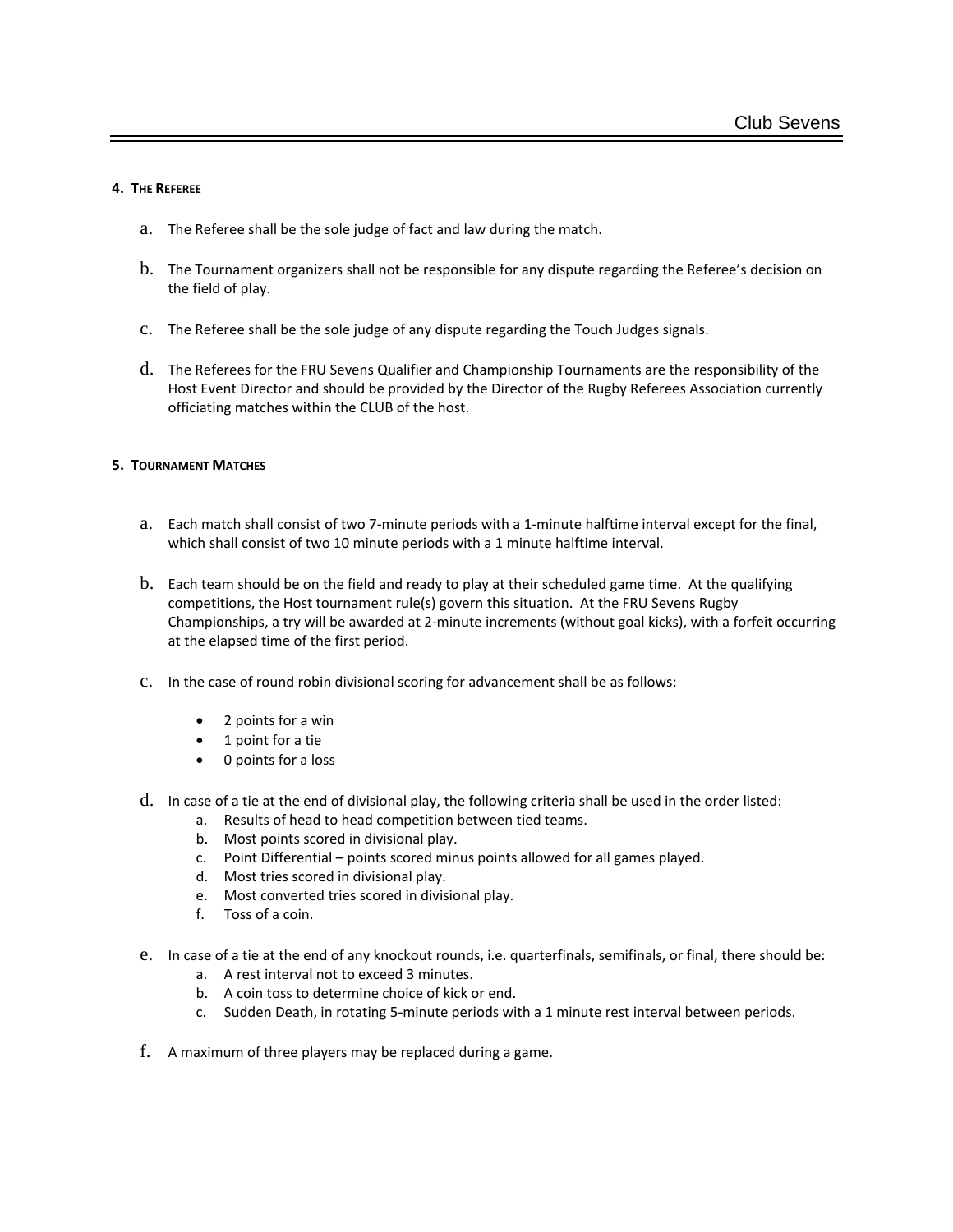#### 4. The Referee

a. The Referee shall be the sole judge of fact and law during the match.

b. The Tournament organizers shall not be responsible for any dispute regarding the Referee's decision on the field of play.

c. The Referee shall be the sole judge of any dispute regarding the Touch Judges signals.

d. The Referees for the FRU Sevens Qualifier and Championship Tournaments are the responsibility of the Host Event Director and should be provided by the Director of the Rugby Referees Association currently officiating matches within the CLUB of the host.

#### 5. Tournament Matches

a. Each match shall consist of two 7-minute periods with a 1-minute halftime interval except for the final, which shall consist of two 10 minute periods with a 1 minute halftime interval.

b. Each team should be on the field and ready to play at their scheduled game time. At the qualifying competitions, the Host tournament rule(s) govern this situation. At the FRU Sevens Rugby Championships, a try will be awarded at 2-minute increments (without goal kicks), with a forfeit occurring at the elapsed time of the first period.

c. In the case of round robin divisional scoring for advancement shall be as follows:

- 2 points for a win
- 1 point for a tie
- 0 points for a loss

d. In case of a tie at the end of divisional play, the following criteria shall be used in the order listed:
   a. Results of head to head competition between tied teams.
   b. Most points scored in divisional play.
   c. Point Differential – points scored minus points allowed for all games played.
   d. Most tries scored in divisional play.
   e. Most converted tries scored in divisional play.
   f. Toss of a coin.

e. In case of a tie at the end of any knockout rounds, i.e. quarterfinals, semifinals, or final, there should be:
   a. A rest interval not to exceed 3 minutes.
   b. A coin toss to determine choice of kick or end.
   c. Sudden Death, in rotating 5-minute periods with a 1 minute rest interval between periods.

f. A maximum of three players may be replaced during a game.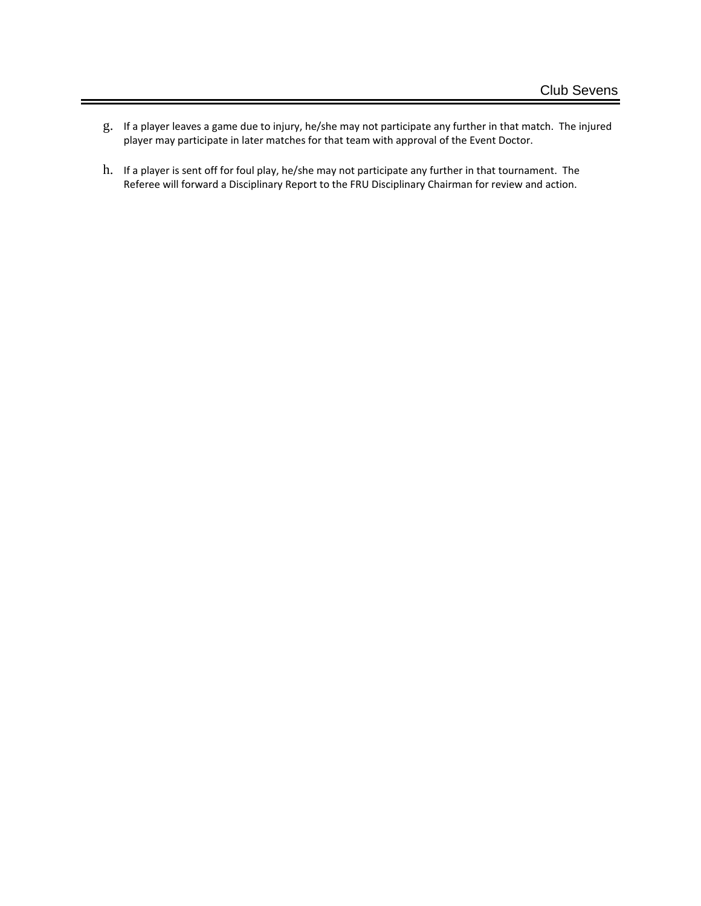g. If a player leaves a game due to injury, he/she may not participate any further in that match. The injured player may participate in later matches for that team with approval of the Event Doctor.

h. If a player is sent off for foul play, he/she may not participate any further in that tournament. The Referee will forward a Disciplinary Report to the FRU Disciplinary Chairman for review and action.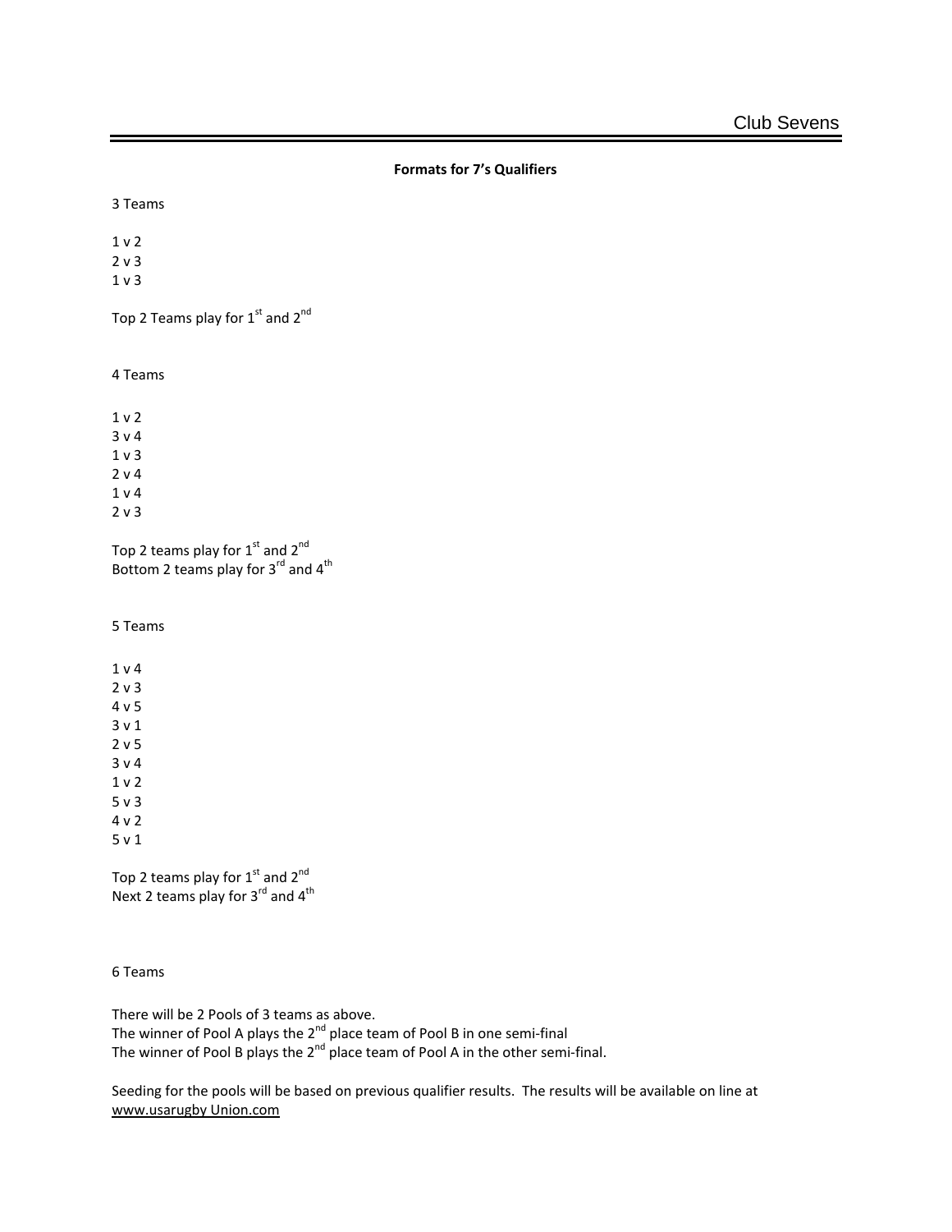**Formats for 7's Qualifiers**

3 Teams

1 v 2
2 v 3
1 v 3

Top 2 Teams play for 1st and 2nd

4 Teams

1 v 2
3 v 4
1 v 3
2 v 4
1 v 4
2 v 3

Top 2 teams play for 1st and 2nd
Bottom 2 teams play for 3rd and 4th

5 Teams

1 v 4
2 v 3
4 v 5
3 v 1
2 v 5
3 v 4
1 v 2
5 v 3
4 v 2
5 v 1

Top 2 teams play for 1st and 2nd
Next 2 teams play for 3rd and 4th

6 Teams

There will be 2 Pools of 3 teams as above.
The winner of Pool A plays the 2nd place team of Pool B in one semi-final
The winner of Pool B plays the 2nd place team of Pool A in the other semi-final.

Seeding for the pools will be based on previous qualifier results. The results will be available on line at www.usarugby Union.com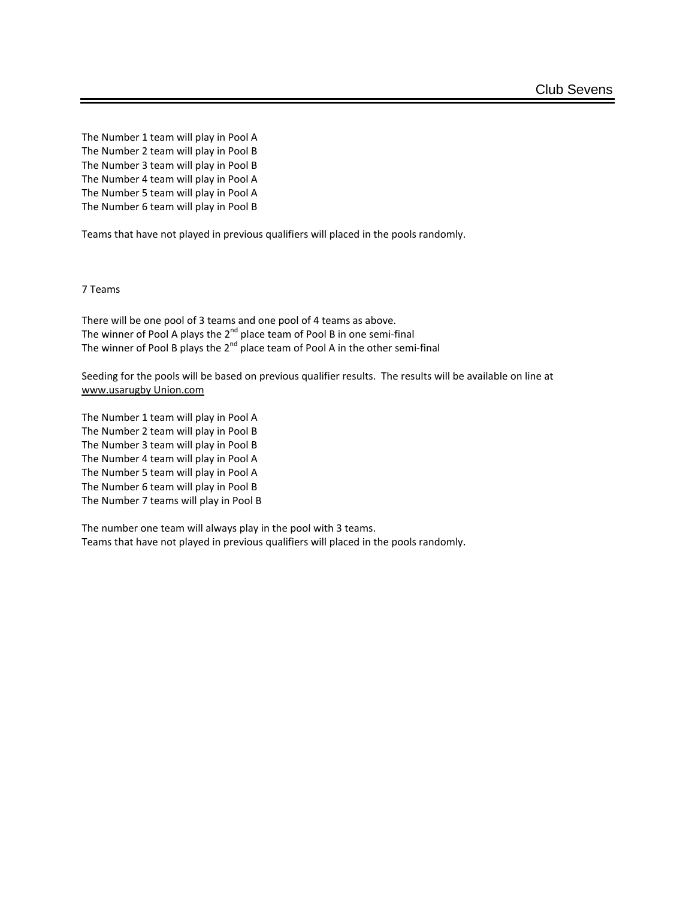The Number 1 team will play in Pool A
The Number 2 team will play in Pool B
The Number 3 team will play in Pool B
The Number 4 team will play in Pool A
The Number 5 team will play in Pool A
The Number 6 team will play in Pool B

Teams that have not played in previous qualifiers will placed in the pools randomly.

7 Teams

There will be one pool of 3 teams and one pool of 4 teams as above.
The winner of Pool A plays the 2nd place team of Pool B in one semi-final
The winner of Pool B plays the 2nd place team of Pool A in the other semi-final

Seeding for the pools will be based on previous qualifier results. The results will be available on line at www.usarugby Union.com

The Number 1 team will play in Pool A
The Number 2 team will play in Pool B
The Number 3 team will play in Pool B
The Number 4 team will play in Pool A
The Number 5 team will play in Pool A
The Number 6 team will play in Pool B
The Number 7 teams will play in Pool B

The number one team will always play in the pool with 3 teams.
Teams that have not played in previous qualifiers will placed in the pools randomly.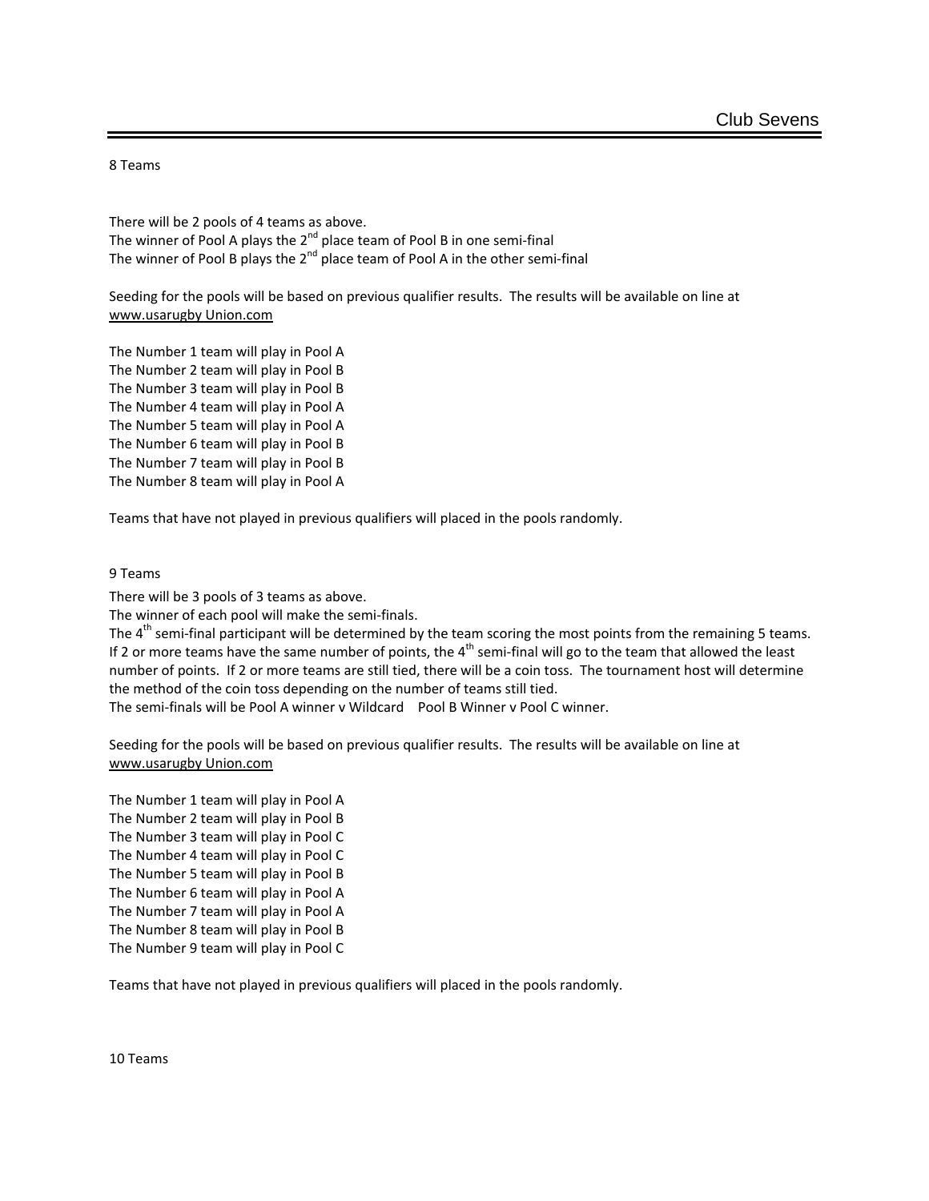8 Teams

There will be 2 pools of 4 teams as above.
The winner of Pool A plays the 2nd place team of Pool B in one semi-final
The winner of Pool B plays the 2nd place team of Pool A in the other semi-final

Seeding for the pools will be based on previous qualifier results. The results will be available on line at www.usarugby Union.com

The Number 1 team will play in Pool A
The Number 2 team will play in Pool B
The Number 3 team will play in Pool B
The Number 4 team will play in Pool A
The Number 5 team will play in Pool A
The Number 6 team will play in Pool B
The Number 7 team will play in Pool B
The Number 8 team will play in Pool A

Teams that have not played in previous qualifiers will placed in the pools randomly.

9 Teams

There will be 3 pools of 3 teams as above.
The winner of each pool will make the semi-finals.
The 4th semi-final participant will be determined by the team scoring the most points from the remaining 5 teams. If 2 or more teams have the same number of points, the 4th semi-final will go to the team that allowed the least number of points. If 2 or more teams are still tied, there will be a coin toss. The tournament host will determine the method of the coin toss depending on the number of teams still tied.
The semi-finals will be Pool A winner v Wildcard Pool B Winner v Pool C winner.

Seeding for the pools will be based on previous qualifier results. The results will be available on line at www.usarugby Union.com

The Number 1 team will play in Pool A
The Number 2 team will play in Pool B
The Number 3 team will play in Pool C
The Number 4 team will play in Pool C
The Number 5 team will play in Pool B
The Number 6 team will play in Pool A
The Number 7 team will play in Pool A
The Number 8 team will play in Pool B
The Number 9 team will play in Pool C

Teams that have not played in previous qualifiers will placed in the pools randomly.

10 Teams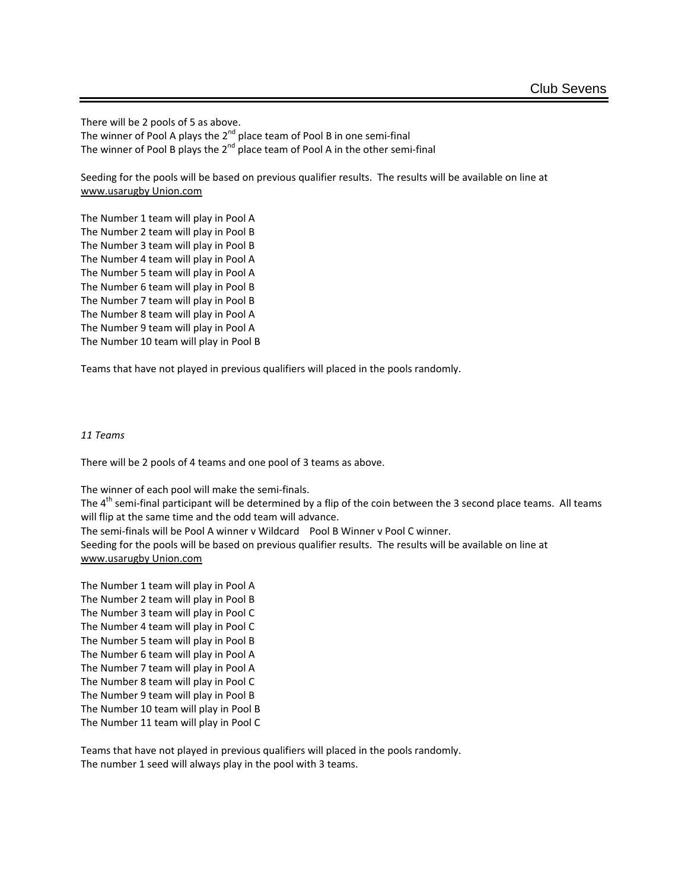There will be 2 pools of 5 as above.
The winner of Pool A plays the 2nd place team of Pool B in one semi-final
The winner of Pool B plays the 2nd place team of Pool A in the other semi-final

Seeding for the pools will be based on previous qualifier results. The results will be available on line at www.usarugby Union.com

The Number 1 team will play in Pool A
The Number 2 team will play in Pool B
The Number 3 team will play in Pool B
The Number 4 team will play in Pool A
The Number 5 team will play in Pool A
The Number 6 team will play in Pool B
The Number 7 team will play in Pool B
The Number 8 team will play in Pool A
The Number 9 team will play in Pool A
The Number 10 team will play in Pool B

Teams that have not played in previous qualifiers will placed in the pools randomly.

*11 Teams*

There will be 2 pools of 4 teams and one pool of 3 teams as above.

The winner of each pool will make the semi-finals.
The 4th semi-final participant will be determined by a flip of the coin between the 3 second place teams. All teams will flip at the same time and the odd team will advance.
The semi-finals will be Pool A winner v Wildcard    Pool B Winner v Pool C winner.
Seeding for the pools will be based on previous qualifier results. The results will be available on line at www.usarugby Union.com

The Number 1 team will play in Pool A
The Number 2 team will play in Pool B
The Number 3 team will play in Pool C
The Number 4 team will play in Pool C
The Number 5 team will play in Pool B
The Number 6 team will play in Pool A
The Number 7 team will play in Pool A
The Number 8 team will play in Pool C
The Number 9 team will play in Pool B
The Number 10 team will play in Pool B
The Number 11 team will play in Pool C

Teams that have not played in previous qualifiers will placed in the pools randomly.
The number 1 seed will always play in the pool with 3 teams.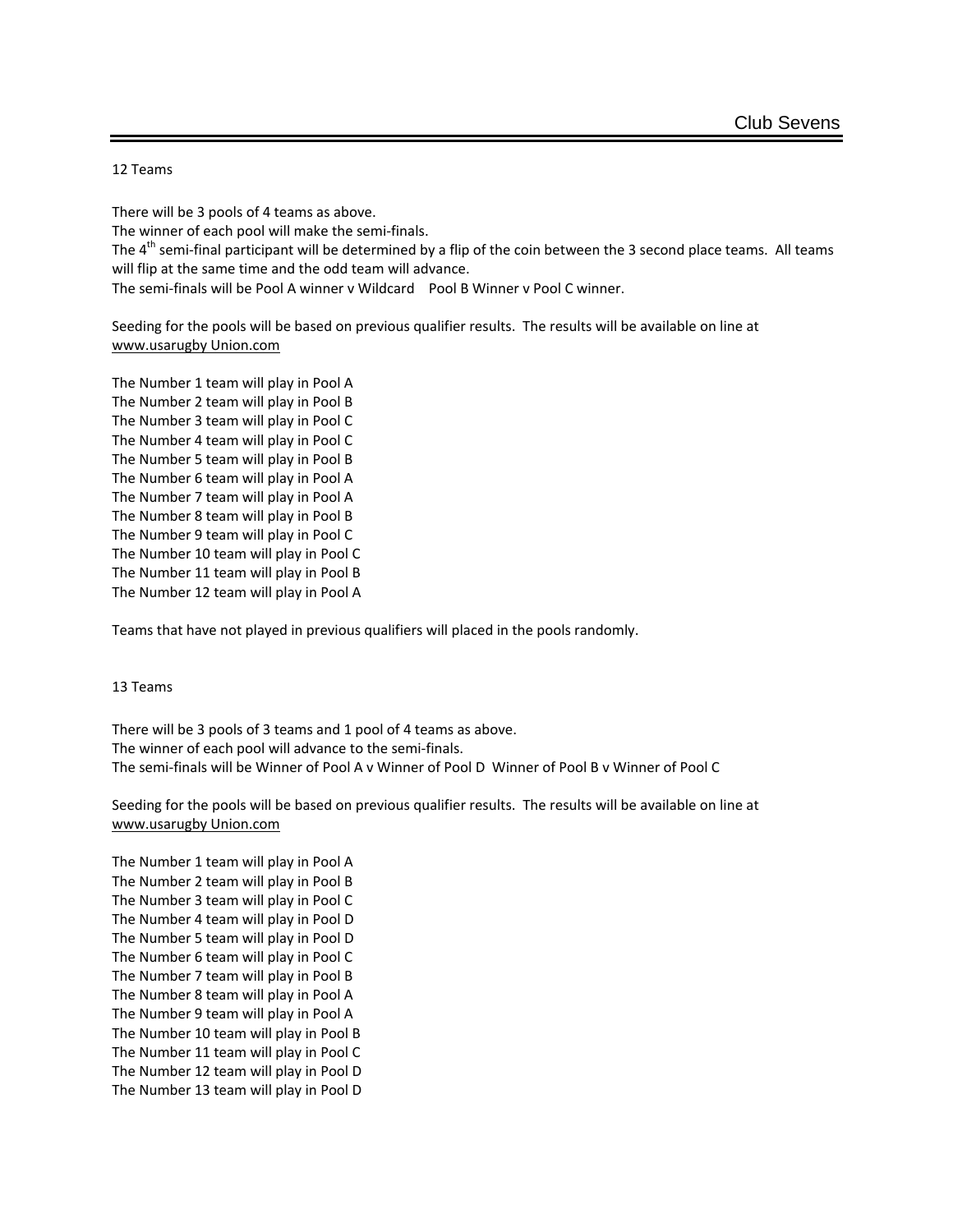12 Teams

There will be 3 pools of 4 teams as above.
The winner of each pool will make the semi-finals.
The 4th semi-final participant will be determined by a flip of the coin between the 3 second place teams. All teams will flip at the same time and the odd team will advance.
The semi-finals will be Pool A winner v Wildcard  Pool B Winner v Pool C winner.

Seeding for the pools will be based on previous qualifier results. The results will be available on line at www.usarugby Union.com

The Number 1 team will play in Pool A
The Number 2 team will play in Pool B
The Number 3 team will play in Pool C
The Number 4 team will play in Pool C
The Number 5 team will play in Pool B
The Number 6 team will play in Pool A
The Number 7 team will play in Pool A
The Number 8 team will play in Pool B
The Number 9 team will play in Pool C
The Number 10 team will play in Pool C
The Number 11 team will play in Pool B
The Number 12 team will play in Pool A

Teams that have not played in previous qualifiers will placed in the pools randomly.

13 Teams

There will be 3 pools of 3 teams and 1 pool of 4 teams as above.
The winner of each pool will advance to the semi-finals.
The semi-finals will be Winner of Pool A v Winner of Pool D  Winner of Pool B v Winner of Pool C

Seeding for the pools will be based on previous qualifier results. The results will be available on line at www.usarugby Union.com

The Number 1 team will play in Pool A
The Number 2 team will play in Pool B
The Number 3 team will play in Pool C
The Number 4 team will play in Pool D
The Number 5 team will play in Pool D
The Number 6 team will play in Pool C
The Number 7 team will play in Pool B
The Number 8 team will play in Pool A
The Number 9 team will play in Pool A
The Number 10 team will play in Pool B
The Number 11 team will play in Pool C
The Number 12 team will play in Pool D
The Number 13 team will play in Pool D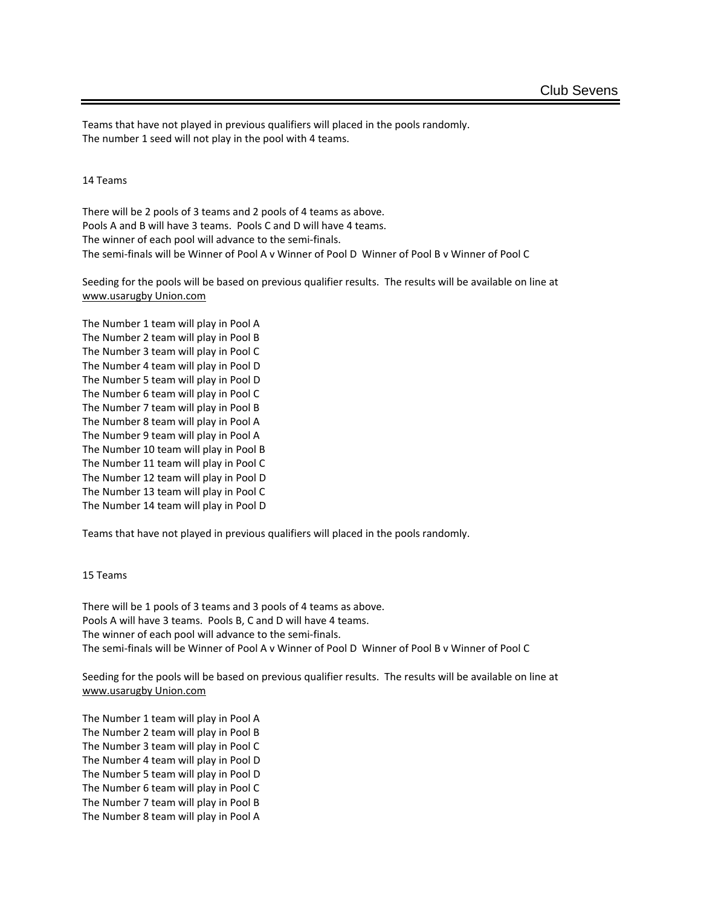Teams that have not played in previous qualifiers will placed in the pools randomly.
The number 1 seed will not play in the pool with 4 teams.

14 Teams

There will be 2 pools of 3 teams and 2 pools of 4 teams as above.
Pools A and B will have 3 teams. Pools C and D will have 4 teams.
The winner of each pool will advance to the semi-finals.
The semi-finals will be Winner of Pool A v Winner of Pool D Winner of Pool B v Winner of Pool C

Seeding for the pools will be based on previous qualifier results. The results will be available on line at www.usarugby Union.com

The Number 1 team will play in Pool A
The Number 2 team will play in Pool B
The Number 3 team will play in Pool C
The Number 4 team will play in Pool D
The Number 5 team will play in Pool D
The Number 6 team will play in Pool C
The Number 7 team will play in Pool B
The Number 8 team will play in Pool A
The Number 9 team will play in Pool A
The Number 10 team will play in Pool B
The Number 11 team will play in Pool C
The Number 12 team will play in Pool D
The Number 13 team will play in Pool C
The Number 14 team will play in Pool D

Teams that have not played in previous qualifiers will placed in the pools randomly.

15 Teams

There will be 1 pools of 3 teams and 3 pools of 4 teams as above.
Pools A will have 3 teams. Pools B, C and D will have 4 teams.
The winner of each pool will advance to the semi-finals.
The semi-finals will be Winner of Pool A v Winner of Pool D Winner of Pool B v Winner of Pool C

Seeding for the pools will be based on previous qualifier results. The results will be available on line at www.usarugby Union.com

The Number 1 team will play in Pool A
The Number 2 team will play in Pool B
The Number 3 team will play in Pool C
The Number 4 team will play in Pool D
The Number 5 team will play in Pool D
The Number 6 team will play in Pool C
The Number 7 team will play in Pool B
The Number 8 team will play in Pool A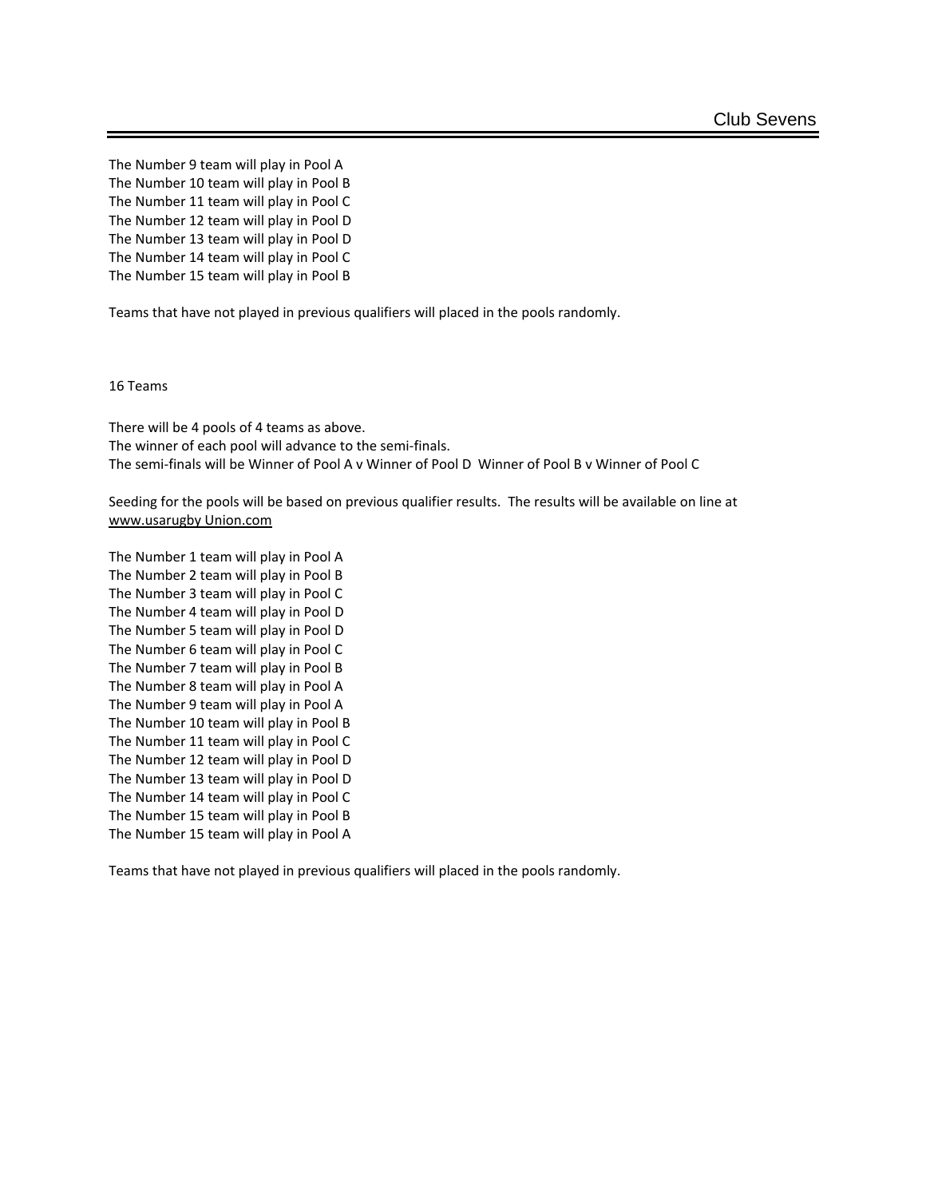The Number 9 team will play in Pool A
The Number 10 team will play in Pool B
The Number 11 team will play in Pool C
The Number 12 team will play in Pool D
The Number 13 team will play in Pool D
The Number 14 team will play in Pool C
The Number 15 team will play in Pool B

Teams that have not played in previous qualifiers will placed in the pools randomly.

16 Teams

There will be 4 pools of 4 teams as above.
The winner of each pool will advance to the semi-finals.
The semi-finals will be Winner of Pool A v Winner of Pool D  Winner of Pool B v Winner of Pool C

Seeding for the pools will be based on previous qualifier results. The results will be available on line at www.usarugby Union.com

The Number 1 team will play in Pool A
The Number 2 team will play in Pool B
The Number 3 team will play in Pool C
The Number 4 team will play in Pool D
The Number 5 team will play in Pool D
The Number 6 team will play in Pool C
The Number 7 team will play in Pool B
The Number 8 team will play in Pool A
The Number 9 team will play in Pool A
The Number 10 team will play in Pool B
The Number 11 team will play in Pool C
The Number 12 team will play in Pool D
The Number 13 team will play in Pool D
The Number 14 team will play in Pool C
The Number 15 team will play in Pool B
The Number 15 team will play in Pool A

Teams that have not played in previous qualifiers will placed in the pools randomly.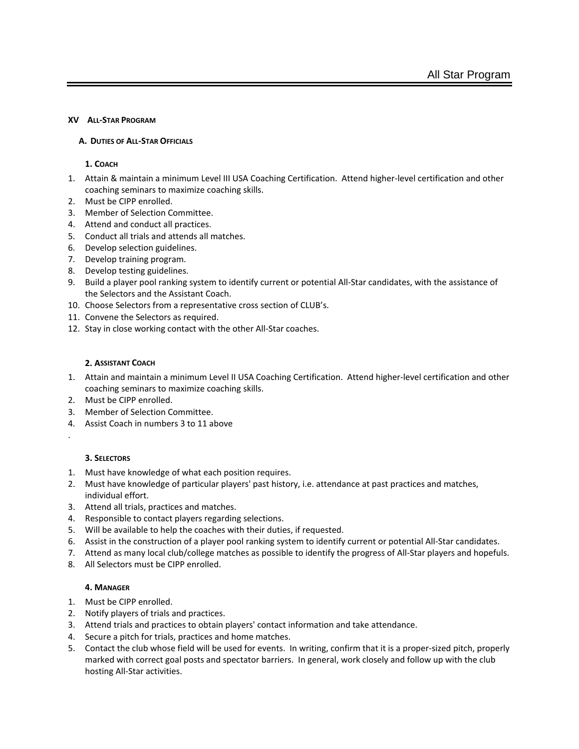## XV ALL-STAR PROGRAM

### A. DUTIES OF ALL-STAR OFFICIALS

#### 1. COACH

1. Attain & maintain a minimum Level III USA Coaching Certification. Attend higher-level certification and other coaching seminars to maximize coaching skills.
2. Must be CIPP enrolled.
3. Member of Selection Committee.
4. Attend and conduct all practices.
5. Conduct all trials and attends all matches.
6. Develop selection guidelines.
7. Develop training program.
8. Develop testing guidelines.
9. Build a player pool ranking system to identify current or potential All-Star candidates, with the assistance of the Selectors and the Assistant Coach.
10. Choose Selectors from a representative cross section of CLUB's.
11. Convene the Selectors as required.
12. Stay in close working contact with the other All-Star coaches.

#### 2. ASSISTANT COACH

1. Attain and maintain a minimum Level II USA Coaching Certification. Attend higher-level certification and other coaching seminars to maximize coaching skills.
2. Must be CIPP enrolled.
3. Member of Selection Committee.
4. Assist Coach in numbers 3 to 11 above

.

#### 3. SELECTORS

1. Must have knowledge of what each position requires.
2. Must have knowledge of particular players' past history, i.e. attendance at past practices and matches, individual effort.
3. Attend all trials, practices and matches.
4. Responsible to contact players regarding selections.
5. Will be available to help the coaches with their duties, if requested.
6. Assist in the construction of a player pool ranking system to identify current or potential All-Star candidates.
7. Attend as many local club/college matches as possible to identify the progress of All-Star players and hopefuls.
8. All Selectors must be CIPP enrolled.

#### 4. MANAGER

1. Must be CIPP enrolled.
2. Notify players of trials and practices.
3. Attend trials and practices to obtain players' contact information and take attendance.
4. Secure a pitch for trials, practices and home matches.
5. Contact the club whose field will be used for events. In writing, confirm that it is a proper-sized pitch, properly marked with correct goal posts and spectator barriers. In general, work closely and follow up with the club hosting All-Star activities.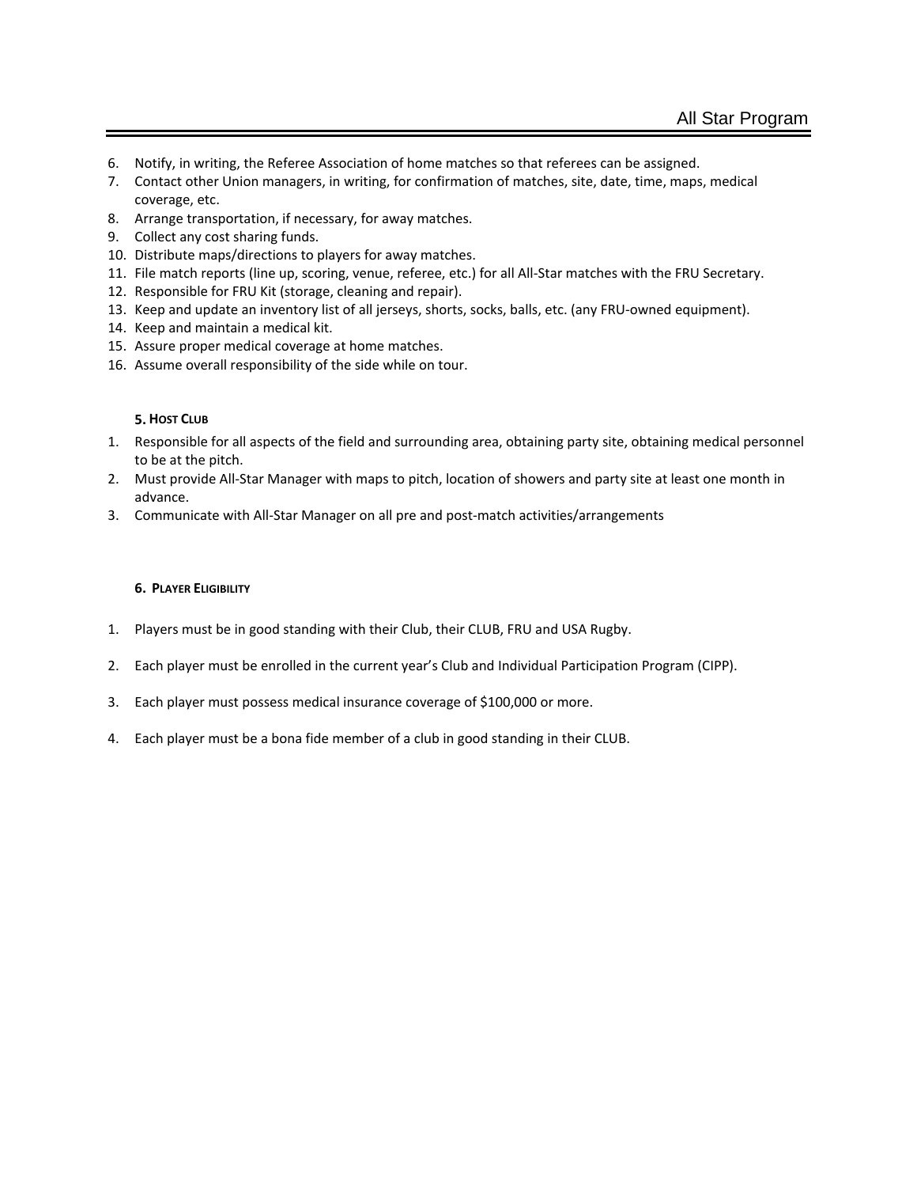6. Notify, in writing, the Referee Association of home matches so that referees can be assigned.
7. Contact other Union managers, in writing, for confirmation of matches, site, date, time, maps, medical coverage, etc.
8. Arrange transportation, if necessary, for away matches.
9. Collect any cost sharing funds.
10. Distribute maps/directions to players for away matches.
11. File match reports (line up, scoring, venue, referee, etc.) for all All-Star matches with the FRU Secretary.
12. Responsible for FRU Kit (storage, cleaning and repair).
13. Keep and update an inventory list of all jerseys, shorts, socks, balls, etc. (any FRU-owned equipment).
14. Keep and maintain a medical kit.
15. Assure proper medical coverage at home matches.
16. Assume overall responsibility of the side while on tour.

### 5. Host Club

1. Responsible for all aspects of the field and surrounding area, obtaining party site, obtaining medical personnel to be at the pitch.
2. Must provide All-Star Manager with maps to pitch, location of showers and party site at least one month in advance.
3. Communicate with All-Star Manager on all pre and post-match activities/arrangements

### 6. Player Eligibility

1. Players must be in good standing with their Club, their CLUB, FRU and USA Rugby.

2. Each player must be enrolled in the current year's Club and Individual Participation Program (CIPP).

3. Each player must possess medical insurance coverage of $100,000 or more.

4. Each player must be a bona fide member of a club in good standing in their CLUB.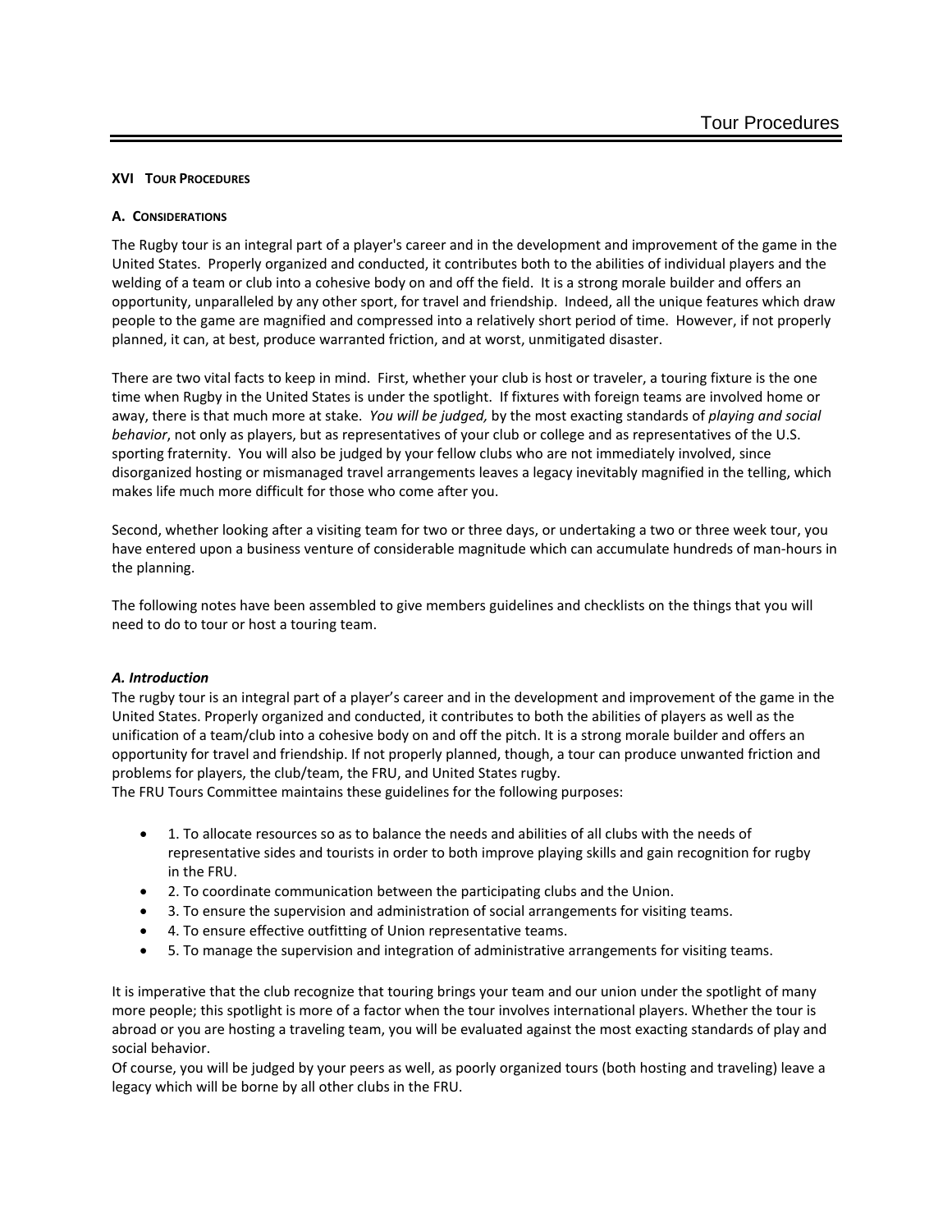## XVI Tour Procedures

### A. Considerations

The Rugby tour is an integral part of a player's career and in the development and improvement of the game in the United States. Properly organized and conducted, it contributes both to the abilities of individual players and the welding of a team or club into a cohesive body on and off the field. It is a strong morale builder and offers an opportunity, unparalleled by any other sport, for travel and friendship. Indeed, all the unique features which draw people to the game are magnified and compressed into a relatively short period of time. However, if not properly planned, it can, at best, produce warranted friction, and at worst, unmitigated disaster.

There are two vital facts to keep in mind. First, whether your club is host or traveler, a touring fixture is the one time when Rugby in the United States is under the spotlight. If fixtures with foreign teams are involved home or away, there is that much more at stake. *You will be judged,* by the most exacting standards of *playing and social behavior*, not only as players, but as representatives of your club or college and as representatives of the U.S. sporting fraternity. You will also be judged by your fellow clubs who are not immediately involved, since disorganized hosting or mismanaged travel arrangements leaves a legacy inevitably magnified in the telling, which makes life much more difficult for those who come after you.

Second, whether looking after a visiting team for two or three days, or undertaking a two or three week tour, you have entered upon a business venture of considerable magnitude which can accumulate hundreds of man-hours in the planning.

The following notes have been assembled to give members guidelines and checklists on the things that you will need to do to tour or host a touring team.

***A. Introduction***

The rugby tour is an integral part of a player's career and in the development and improvement of the game in the United States. Properly organized and conducted, it contributes to both the abilities of players as well as the unification of a team/club into a cohesive body on and off the pitch. It is a strong morale builder and offers an opportunity for travel and friendship. If not properly planned, though, a tour can produce unwanted friction and problems for players, the club/team, the FRU, and United States rugby.

The FRU Tours Committee maintains these guidelines for the following purposes:

- 1. To allocate resources so as to balance the needs and abilities of all clubs with the needs of representative sides and tourists in order to both improve playing skills and gain recognition for rugby in the FRU.
- 2. To coordinate communication between the participating clubs and the Union.
- 3. To ensure the supervision and administration of social arrangements for visiting teams.
- 4. To ensure effective outfitting of Union representative teams.
- 5. To manage the supervision and integration of administrative arrangements for visiting teams.

It is imperative that the club recognize that touring brings your team and our union under the spotlight of many more people; this spotlight is more of a factor when the tour involves international players. Whether the tour is abroad or you are hosting a traveling team, you will be evaluated against the most exacting standards of play and social behavior.

Of course, you will be judged by your peers as well, as poorly organized tours (both hosting and traveling) leave a legacy which will be borne by all other clubs in the FRU.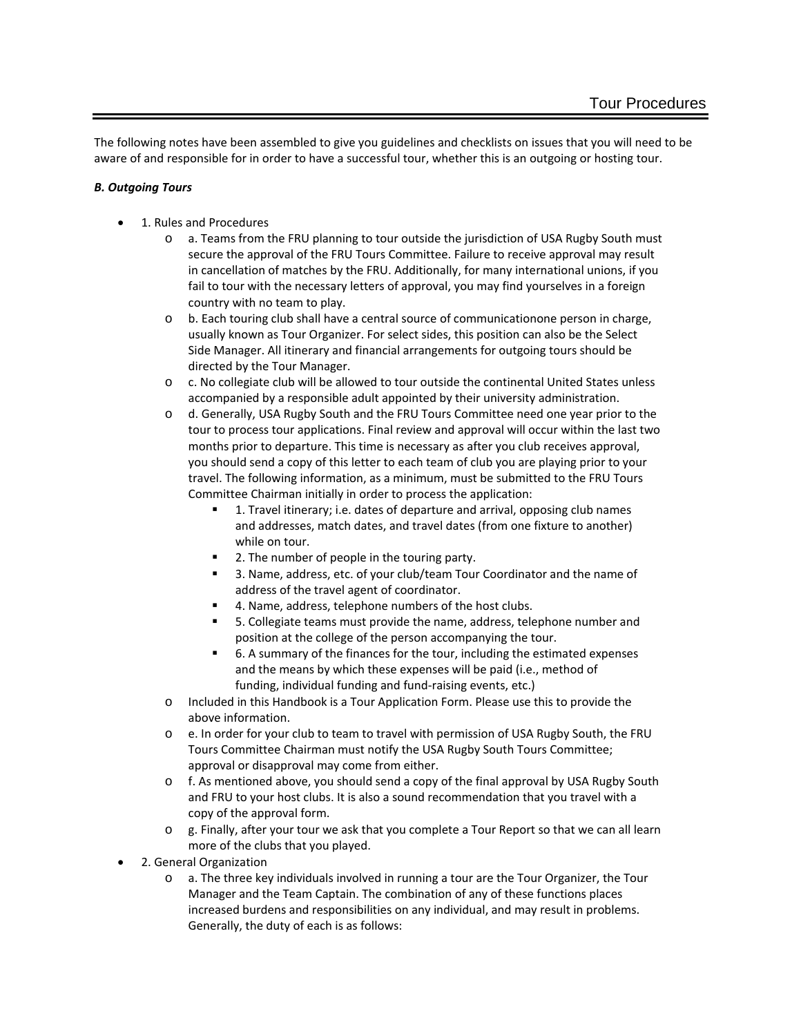The following notes have been assembled to give you guidelines and checklists on issues that you will need to be aware of and responsible for in order to have a successful tour, whether this is an outgoing or hosting tour.

***B. Outgoing Tours***

- 1. Rules and Procedures
  - a. Teams from the FRU planning to tour outside the jurisdiction of USA Rugby South must secure the approval of the FRU Tours Committee. Failure to receive approval may result in cancellation of matches by the FRU. Additionally, for many international unions, if you fail to tour with the necessary letters of approval, you may find yourselves in a foreign country with no team to play.
  - b. Each touring club shall have a central source of communicationone person in charge, usually known as Tour Organizer. For select sides, this position can also be the Select Side Manager. All itinerary and financial arrangements for outgoing tours should be directed by the Tour Manager.
  - c. No collegiate club will be allowed to tour outside the continental United States unless accompanied by a responsible adult appointed by their university administration.
  - d. Generally, USA Rugby South and the FRU Tours Committee need one year prior to the tour to process tour applications. Final review and approval will occur within the last two months prior to departure. This time is necessary as after you club receives approval, you should send a copy of this letter to each team of club you are playing prior to your travel. The following information, as a minimum, must be submitted to the FRU Tours Committee Chairman initially in order to process the application:
    - 1. Travel itinerary; i.e. dates of departure and arrival, opposing club names and addresses, match dates, and travel dates (from one fixture to another) while on tour.
    - 2. The number of people in the touring party.
    - 3. Name, address, etc. of your club/team Tour Coordinator and the name of address of the travel agent of coordinator.
    - 4. Name, address, telephone numbers of the host clubs.
    - 5. Collegiate teams must provide the name, address, telephone number and position at the college of the person accompanying the tour.
    - 6. A summary of the finances for the tour, including the estimated expenses and the means by which these expenses will be paid (i.e., method of funding, individual funding and fund-raising events, etc.)
  - Included in this Handbook is a Tour Application Form. Please use this to provide the above information.
  - e. In order for your club to team to travel with permission of USA Rugby South, the FRU Tours Committee Chairman must notify the USA Rugby South Tours Committee; approval or disapproval may come from either.
  - f. As mentioned above, you should send a copy of the final approval by USA Rugby South and FRU to your host clubs. It is also a sound recommendation that you travel with a copy of the approval form.
  - g. Finally, after your tour we ask that you complete a Tour Report so that we can all learn more of the clubs that you played.
- 2. General Organization
  - a. The three key individuals involved in running a tour are the Tour Organizer, the Tour Manager and the Team Captain. The combination of any of these functions places increased burdens and responsibilities on any individual, and may result in problems. Generally, the duty of each is as follows: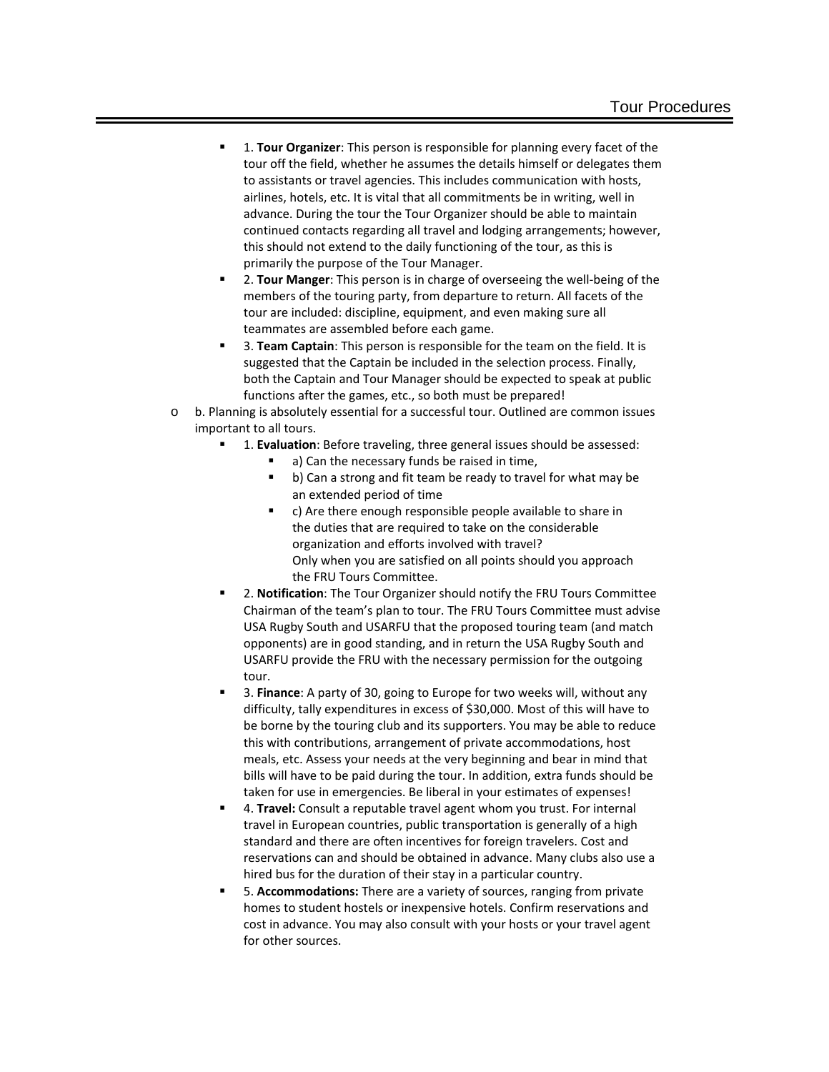- 1. **Tour Organizer**: This person is responsible for planning every facet of the tour off the field, whether he assumes the details himself or delegates them to assistants or travel agencies. This includes communication with hosts, airlines, hotels, etc. It is vital that all commitments be in writing, well in advance. During the tour the Tour Organizer should be able to maintain continued contacts regarding all travel and lodging arrangements; however, this should not extend to the daily functioning of the tour, as this is primarily the purpose of the Tour Manager.
- 2. **Tour Manger**: This person is in charge of overseeing the well-being of the members of the touring party, from departure to return. All facets of the tour are included: discipline, equipment, and even making sure all teammates are assembled before each game.
- 3. **Team Captain**: This person is responsible for the team on the field. It is suggested that the Captain be included in the selection process. Finally, both the Captain and Tour Manager should be expected to speak at public functions after the games, etc., so both must be prepared!

- b. Planning is absolutely essential for a successful tour. Outlined are common issues important to all tours.
  - 1. **Evaluation**: Before traveling, three general issues should be assessed:
    - a) Can the necessary funds be raised in time,
    - b) Can a strong and fit team be ready to travel for what may be an extended period of time
    - c) Are there enough responsible people available to share in the duties that are required to take on the considerable organization and efforts involved with travel?
      Only when you are satisfied on all points should you approach the FRU Tours Committee.
  - 2. **Notification**: The Tour Organizer should notify the FRU Tours Committee Chairman of the team's plan to tour. The FRU Tours Committee must advise USA Rugby South and USARFU that the proposed touring team (and match opponents) are in good standing, and in return the USA Rugby South and USARFU provide the FRU with the necessary permission for the outgoing tour.
  - 3. **Finance**: A party of 30, going to Europe for two weeks will, without any difficulty, tally expenditures in excess of $30,000. Most of this will have to be borne by the touring club and its supporters. You may be able to reduce this with contributions, arrangement of private accommodations, host meals, etc. Assess your needs at the very beginning and bear in mind that bills will have to be paid during the tour. In addition, extra funds should be taken for use in emergencies. Be liberal in your estimates of expenses!
  - 4. **Travel:** Consult a reputable travel agent whom you trust. For internal travel in European countries, public transportation is generally of a high standard and there are often incentives for foreign travelers. Cost and reservations can and should be obtained in advance. Many clubs also use a hired bus for the duration of their stay in a particular country.
  - 5. **Accommodations:** There are a variety of sources, ranging from private homes to student hostels or inexpensive hotels. Confirm reservations and cost in advance. You may also consult with your hosts or your travel agent for other sources.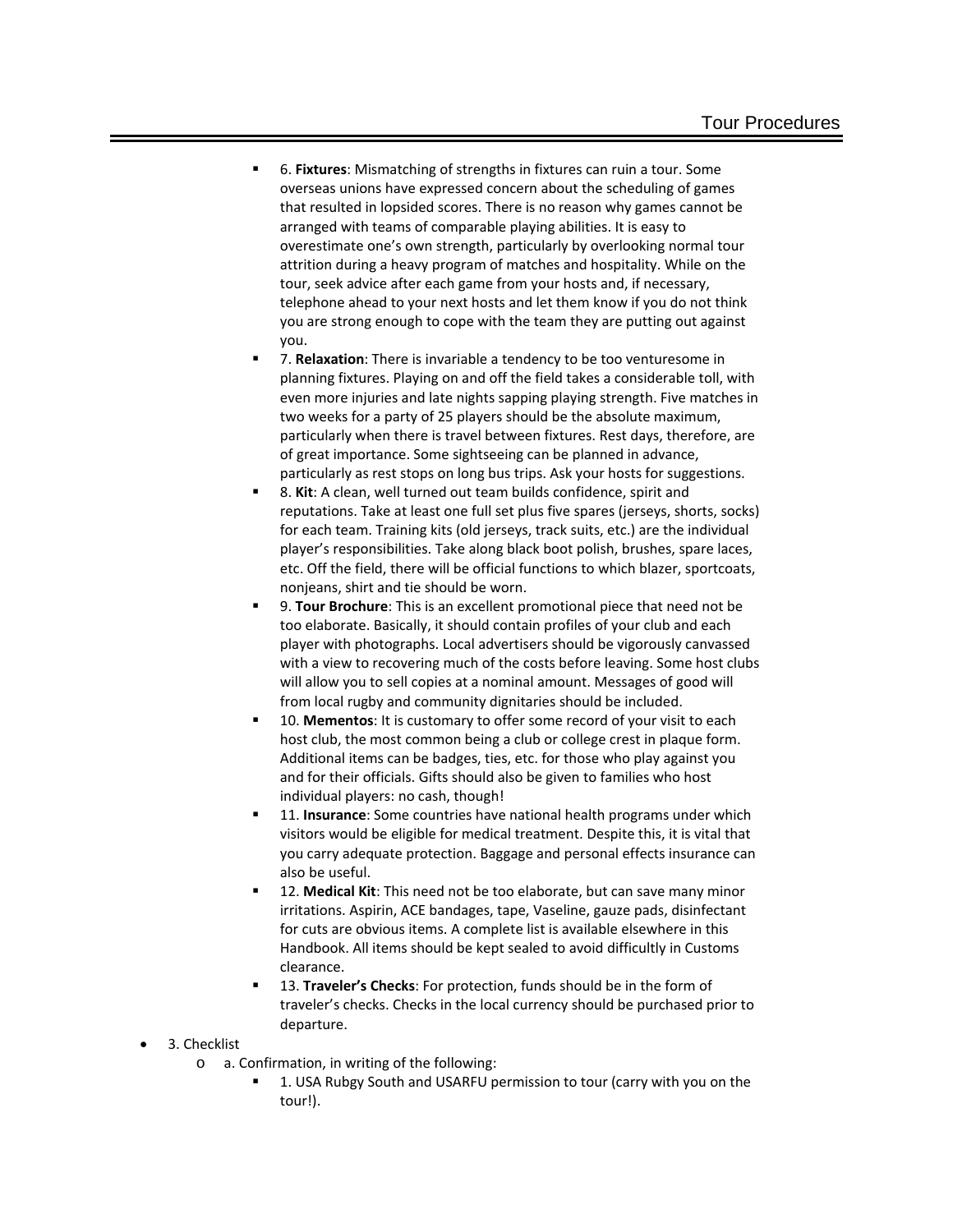- 6. **Fixtures**: Mismatching of strengths in fixtures can ruin a tour. Some overseas unions have expressed concern about the scheduling of games that resulted in lopsided scores. There is no reason why games cannot be arranged with teams of comparable playing abilities. It is easy to overestimate one's own strength, particularly by overlooking normal tour attrition during a heavy program of matches and hospitality. While on the tour, seek advice after each game from your hosts and, if necessary, telephone ahead to your next hosts and let them know if you do not think you are strong enough to cope with the team they are putting out against you.
- 7. **Relaxation**: There is invariable a tendency to be too venturesome in planning fixtures. Playing on and off the field takes a considerable toll, with even more injuries and late nights sapping playing strength. Five matches in two weeks for a party of 25 players should be the absolute maximum, particularly when there is travel between fixtures. Rest days, therefore, are of great importance. Some sightseeing can be planned in advance, particularly as rest stops on long bus trips. Ask your hosts for suggestions.
- 8. **Kit**: A clean, well turned out team builds confidence, spirit and reputations. Take at least one full set plus five spares (jerseys, shorts, socks) for each team. Training kits (old jerseys, track suits, etc.) are the individual player's responsibilities. Take along black boot polish, brushes, spare laces, etc. Off the field, there will be official functions to which blazer, sportcoats, nonjeans, shirt and tie should be worn.
- 9. **Tour Brochure**: This is an excellent promotional piece that need not be too elaborate. Basically, it should contain profiles of your club and each player with photographs. Local advertisers should be vigorously canvassed with a view to recovering much of the costs before leaving. Some host clubs will allow you to sell copies at a nominal amount. Messages of good will from local rugby and community dignitaries should be included.
- 10. **Mementos**: It is customary to offer some record of your visit to each host club, the most common being a club or college crest in plaque form. Additional items can be badges, ties, etc. for those who play against you and for their officials. Gifts should also be given to families who host individual players: no cash, though!
- 11. **Insurance**: Some countries have national health programs under which visitors would be eligible for medical treatment. Despite this, it is vital that you carry adequate protection. Baggage and personal effects insurance can also be useful.
- 12. **Medical Kit**: This need not be too elaborate, but can save many minor irritations. Aspirin, ACE bandages, tape, Vaseline, gauze pads, disinfectant for cuts are obvious items. A complete list is available elsewhere in this Handbook. All items should be kept sealed to avoid difficultly in Customs clearance.
- 13. **Traveler's Checks**: For protection, funds should be in the form of traveler's checks. Checks in the local currency should be purchased prior to departure.

- 3. Checklist
  - a. Confirmation, in writing of the following:
    - 1. USA Rubgy South and USARFU permission to tour (carry with you on the tour!).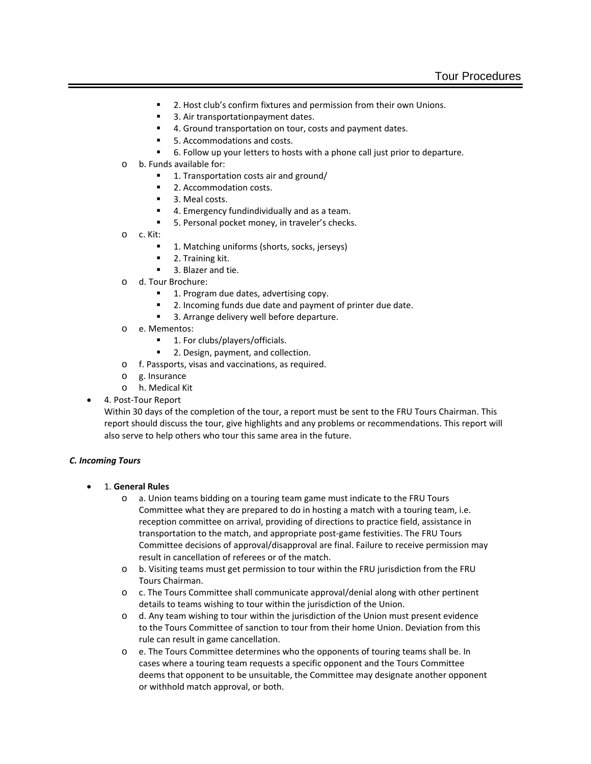- 2. Host club's confirm fixtures and permission from their own Unions.
    - 3. Air transportationpayment dates.
    - 4. Ground transportation on tour, costs and payment dates.
    - 5. Accommodations and costs.
    - 6. Follow up your letters to hosts with a phone call just prior to departure.
  - b. Funds available for:
    - 1. Transportation costs air and ground/
    - 2. Accommodation costs.
    - 3. Meal costs.
    - 4. Emergency fundindividually and as a team.
    - 5. Personal pocket money, in traveler's checks.
  - c. Kit:
    - 1. Matching uniforms (shorts, socks, jerseys)
    - 2. Training kit.
    - 3. Blazer and tie.
  - d. Tour Brochure:
    - 1. Program due dates, advertising copy.
    - 2. Incoming funds due date and payment of printer due date.
    - 3. Arrange delivery well before departure.
  - e. Mementos:
    - 1. For clubs/players/officials.
    - 2. Design, payment, and collection.
  - f. Passports, visas and vaccinations, as required.
  - g. Insurance
  - h. Medical Kit
- 4. Post-Tour Report
  Within 30 days of the completion of the tour, a report must be sent to the FRU Tours Chairman. This report should discuss the tour, give highlights and any problems or recommendations. This report will also serve to help others who tour this same area in the future.

***C. Incoming Tours***

- 1. **General Rules**
  - a. Union teams bidding on a touring team game must indicate to the FRU Tours Committee what they are prepared to do in hosting a match with a touring team, i.e. reception committee on arrival, providing of directions to practice field, assistance in transportation to the match, and appropriate post-game festivities. The FRU Tours Committee decisions of approval/disapproval are final. Failure to receive permission may result in cancellation of referees or of the match.
  - b. Visiting teams must get permission to tour within the FRU jurisdiction from the FRU Tours Chairman.
  - c. The Tours Committee shall communicate approval/denial along with other pertinent details to teams wishing to tour within the jurisdiction of the Union.
  - d. Any team wishing to tour within the jurisdiction of the Union must present evidence to the Tours Committee of sanction to tour from their home Union. Deviation from this rule can result in game cancellation.
  - e. The Tours Committee determines who the opponents of touring teams shall be. In cases where a touring team requests a specific opponent and the Tours Committee deems that opponent to be unsuitable, the Committee may designate another opponent or withhold match approval, or both.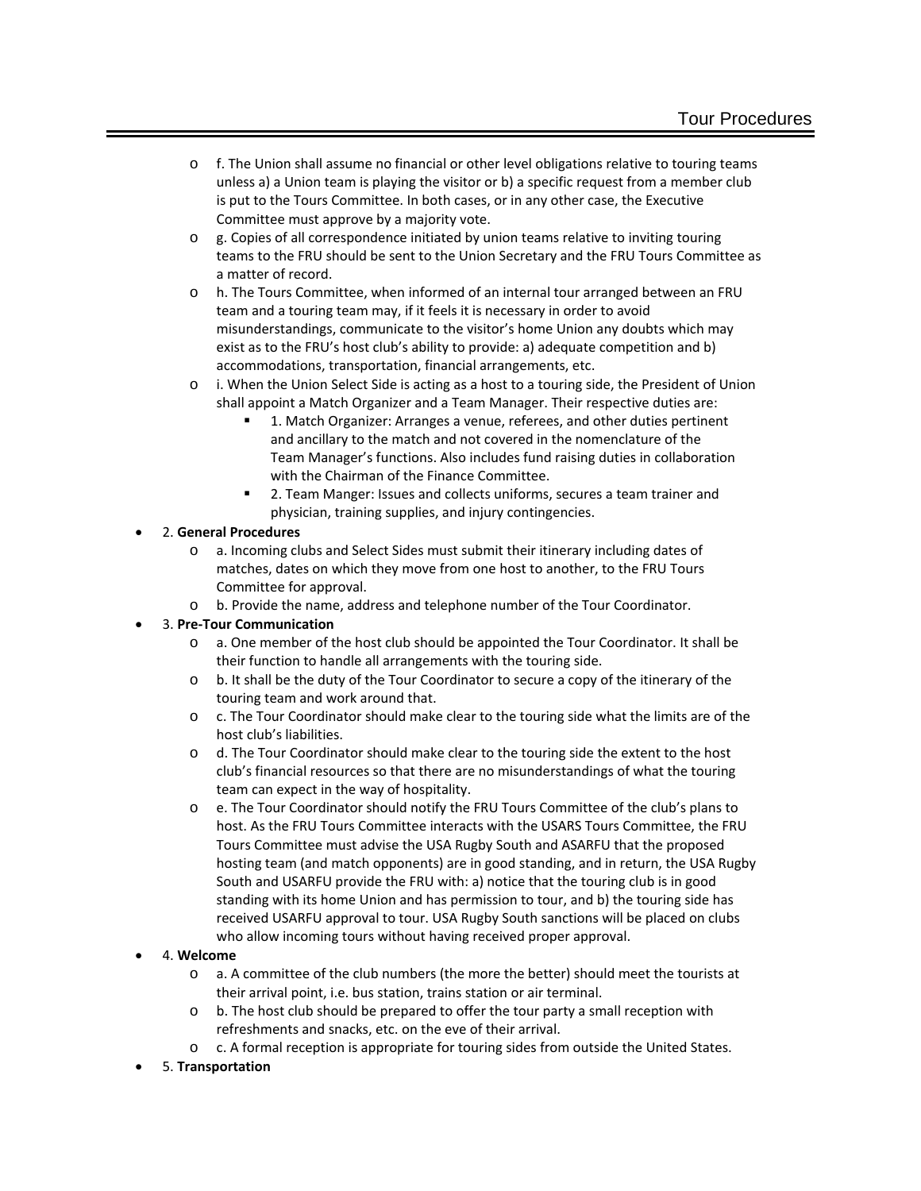- f. The Union shall assume no financial or other level obligations relative to touring teams unless a) a Union team is playing the visitor or b) a specific request from a member club is put to the Tours Committee. In both cases, or in any other case, the Executive Committee must approve by a majority vote.
- g. Copies of all correspondence initiated by union teams relative to inviting touring teams to the FRU should be sent to the Union Secretary and the FRU Tours Committee as a matter of record.
- h. The Tours Committee, when informed of an internal tour arranged between an FRU team and a touring team may, if it feels it is necessary in order to avoid misunderstandings, communicate to the visitor's home Union any doubts which may exist as to the FRU's host club's ability to provide: a) adequate competition and b) accommodations, transportation, financial arrangements, etc.
- i. When the Union Select Side is acting as a host to a touring side, the President of Union shall appoint a Match Organizer and a Team Manager. Their respective duties are:
    - 1. Match Organizer: Arranges a venue, referees, and other duties pertinent and ancillary to the match and not covered in the nomenclature of the Team Manager's functions. Also includes fund raising duties in collaboration with the Chairman of the Finance Committee.
    - 2. Team Manger: Issues and collects uniforms, secures a team trainer and physician, training supplies, and injury contingencies.

- 2. **General Procedures**
    - a. Incoming clubs and Select Sides must submit their itinerary including dates of matches, dates on which they move from one host to another, to the FRU Tours Committee for approval.
    - b. Provide the name, address and telephone number of the Tour Coordinator.
- 3. **Pre-Tour Communication**
    - a. One member of the host club should be appointed the Tour Coordinator. It shall be their function to handle all arrangements with the touring side.
    - b. It shall be the duty of the Tour Coordinator to secure a copy of the itinerary of the touring team and work around that.
    - c. The Tour Coordinator should make clear to the touring side what the limits are of the host club's liabilities.
    - d. The Tour Coordinator should make clear to the touring side the extent to the host club's financial resources so that there are no misunderstandings of what the touring team can expect in the way of hospitality.
    - e. The Tour Coordinator should notify the FRU Tours Committee of the club's plans to host. As the FRU Tours Committee interacts with the USARS Tours Committee, the FRU Tours Committee must advise the USA Rugby South and ASARFU that the proposed hosting team (and match opponents) are in good standing, and in return, the USA Rugby South and USARFU provide the FRU with: a) notice that the touring club is in good standing with its home Union and has permission to tour, and b) the touring side has received USARFU approval to tour. USA Rugby South sanctions will be placed on clubs who allow incoming tours without having received proper approval.
- 4. **Welcome**
    - a. A committee of the club numbers (the more the better) should meet the tourists at their arrival point, i.e. bus station, trains station or air terminal.
    - b. The host club should be prepared to offer the tour party a small reception with refreshments and snacks, etc. on the eve of their arrival.
    - c. A formal reception is appropriate for touring sides from outside the United States.
- 5. **Transportation**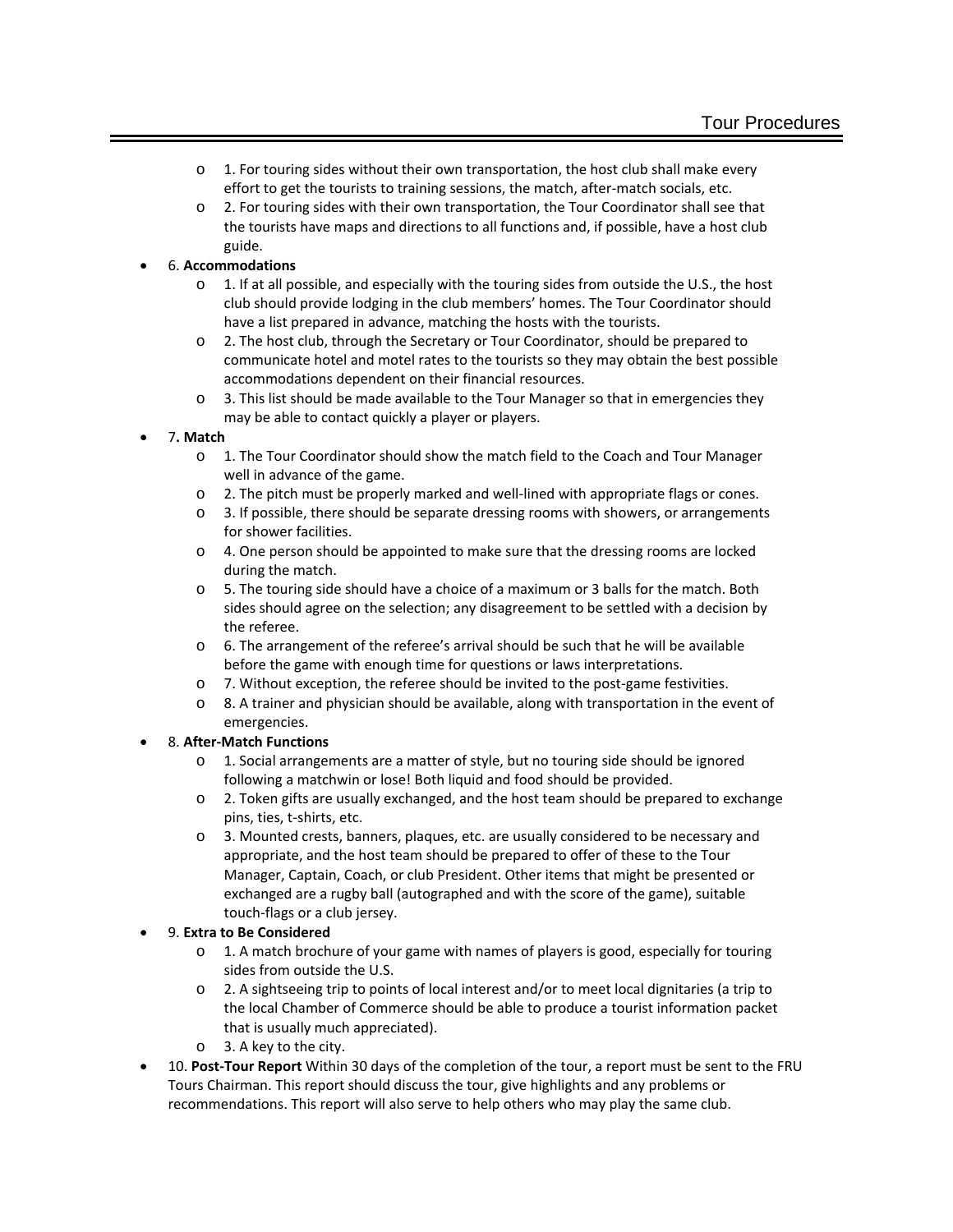- 1. For touring sides without their own transportation, the host club shall make every effort to get the tourists to training sessions, the match, after-match socials, etc.
  - 2. For touring sides with their own transportation, the Tour Coordinator shall see that the tourists have maps and directions to all functions and, if possible, have a host club guide.
- 6. **Accommodations**
  - 1. If at all possible, and especially with the touring sides from outside the U.S., the host club should provide lodging in the club members' homes. The Tour Coordinator should have a list prepared in advance, matching the hosts with the tourists.
  - 2. The host club, through the Secretary or Tour Coordinator, should be prepared to communicate hotel and motel rates to the tourists so they may obtain the best possible accommodations dependent on their financial resources.
  - 3. This list should be made available to the Tour Manager so that in emergencies they may be able to contact quickly a player or players.
- 7**. Match**
  - 1. The Tour Coordinator should show the match field to the Coach and Tour Manager well in advance of the game.
  - 2. The pitch must be properly marked and well-lined with appropriate flags or cones.
  - 3. If possible, there should be separate dressing rooms with showers, or arrangements for shower facilities.
  - 4. One person should be appointed to make sure that the dressing rooms are locked during the match.
  - 5. The touring side should have a choice of a maximum or 3 balls for the match. Both sides should agree on the selection; any disagreement to be settled with a decision by the referee.
  - 6. The arrangement of the referee's arrival should be such that he will be available before the game with enough time for questions or laws interpretations.
  - 7. Without exception, the referee should be invited to the post-game festivities.
  - 8. A trainer and physician should be available, along with transportation in the event of emergencies.
- 8. **After-Match Functions**
  - 1. Social arrangements are a matter of style, but no touring side should be ignored following a matchwin or lose! Both liquid and food should be provided.
  - 2. Token gifts are usually exchanged, and the host team should be prepared to exchange pins, ties, t-shirts, etc.
  - 3. Mounted crests, banners, plaques, etc. are usually considered to be necessary and appropriate, and the host team should be prepared to offer of these to the Tour Manager, Captain, Coach, or club President. Other items that might be presented or exchanged are a rugby ball (autographed and with the score of the game), suitable touch-flags or a club jersey.
- 9. **Extra to Be Considered**
  - 1. A match brochure of your game with names of players is good, especially for touring sides from outside the U.S.
  - 2. A sightseeing trip to points of local interest and/or to meet local dignitaries (a trip to the local Chamber of Commerce should be able to produce a tourist information packet that is usually much appreciated).
  - 3. A key to the city.
- 10. **Post-Tour Report** Within 30 days of the completion of the tour, a report must be sent to the FRU Tours Chairman. This report should discuss the tour, give highlights and any problems or recommendations. This report will also serve to help others who may play the same club.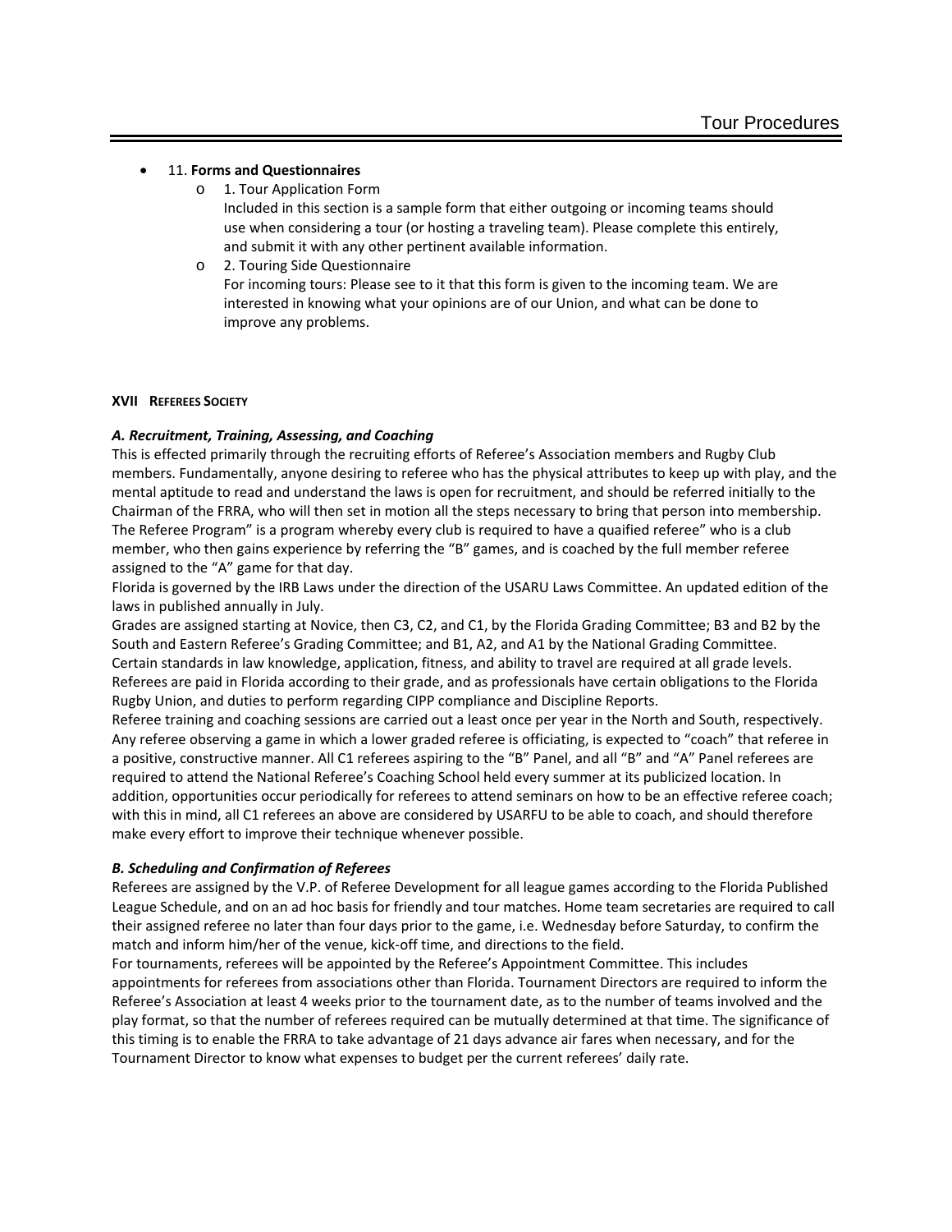- 11. **Forms and Questionnaires**
    - 1. Tour Application Form
      Included in this section is a sample form that either outgoing or incoming teams should use when considering a tour (or hosting a traveling team). Please complete this entirely, and submit it with any other pertinent available information.
    - 2. Touring Side Questionnaire
      For incoming tours: Please see to it that this form is given to the incoming team. We are interested in knowing what your opinions are of our Union, and what can be done to improve any problems.

## XVII REFEREES SOCIETY

### *A. Recruitment, Training, Assessing, and Coaching*

This is effected primarily through the recruiting efforts of Referee's Association members and Rugby Club members. Fundamentally, anyone desiring to referee who has the physical attributes to keep up with play, and the mental aptitude to read and understand the laws is open for recruitment, and should be referred initially to the Chairman of the FRRA, who will then set in motion all the steps necessary to bring that person into membership. The Referee Program" is a program whereby every club is required to have a quaified referee" who is a club member, who then gains experience by referring the "B" games, and is coached by the full member referee assigned to the "A" game for that day.

Florida is governed by the IRB Laws under the direction of the USARU Laws Committee. An updated edition of the laws in published annually in July.

Grades are assigned starting at Novice, then C3, C2, and C1, by the Florida Grading Committee; B3 and B2 by the South and Eastern Referee's Grading Committee; and B1, A2, and A1 by the National Grading Committee. Certain standards in law knowledge, application, fitness, and ability to travel are required at all grade levels. Referees are paid in Florida according to their grade, and as professionals have certain obligations to the Florida Rugby Union, and duties to perform regarding CIPP compliance and Discipline Reports.

Referee training and coaching sessions are carried out a least once per year in the North and South, respectively. Any referee observing a game in which a lower graded referee is officiating, is expected to "coach" that referee in a positive, constructive manner. All C1 referees aspiring to the "B" Panel, and all "B" and "A" Panel referees are required to attend the National Referee's Coaching School held every summer at its publicized location. In addition, opportunities occur periodically for referees to attend seminars on how to be an effective referee coach; with this in mind, all C1 referees an above are considered by USARFU to be able to coach, and should therefore make every effort to improve their technique whenever possible.

### *B. Scheduling and Confirmation of Referees*

Referees are assigned by the V.P. of Referee Development for all league games according to the Florida Published League Schedule, and on an ad hoc basis for friendly and tour matches. Home team secretaries are required to call their assigned referee no later than four days prior to the game, i.e. Wednesday before Saturday, to confirm the match and inform him/her of the venue, kick-off time, and directions to the field.

For tournaments, referees will be appointed by the Referee's Appointment Committee. This includes appointments for referees from associations other than Florida. Tournament Directors are required to inform the Referee's Association at least 4 weeks prior to the tournament date, as to the number of teams involved and the play format, so that the number of referees required can be mutually determined at that time. The significance of this timing is to enable the FRRA to take advantage of 21 days advance air fares when necessary, and for the Tournament Director to know what expenses to budget per the current referees' daily rate.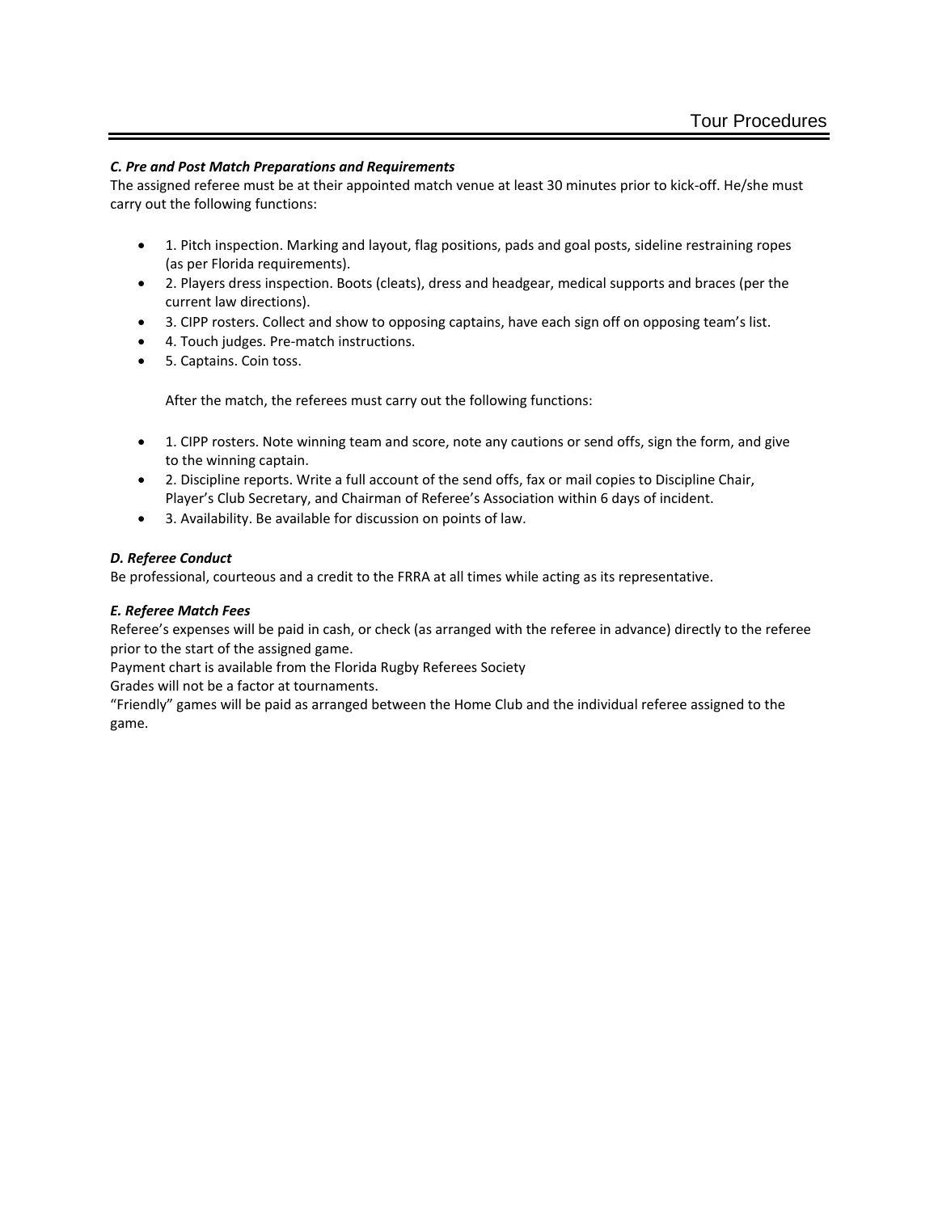### *C. Pre and Post Match Preparations and Requirements*

The assigned referee must be at their appointed match venue at least 30 minutes prior to kick-off. He/she must carry out the following functions:

- 1. Pitch inspection. Marking and layout, flag positions, pads and goal posts, sideline restraining ropes (as per Florida requirements).
- 2. Players dress inspection. Boots (cleats), dress and headgear, medical supports and braces (per the current law directions).
- 3. CIPP rosters. Collect and show to opposing captains, have each sign off on opposing team's list.
- 4. Touch judges. Pre-match instructions.
- 5. Captains. Coin toss.

After the match, the referees must carry out the following functions:

- 1. CIPP rosters. Note winning team and score, note any cautions or send offs, sign the form, and give to the winning captain.
- 2. Discipline reports. Write a full account of the send offs, fax or mail copies to Discipline Chair, Player's Club Secretary, and Chairman of Referee's Association within 6 days of incident.
- 3. Availability. Be available for discussion on points of law.

### *D. Referee Conduct*

Be professional, courteous and a credit to the FRRA at all times while acting as its representative.

### *E. Referee Match Fees*

Referee's expenses will be paid in cash, or check (as arranged with the referee in advance) directly to the referee prior to the start of the assigned game.

Payment chart is available from the Florida Rugby Referees Society

Grades will not be a factor at tournaments.

"Friendly" games will be paid as arranged between the Home Club and the individual referee assigned to the game.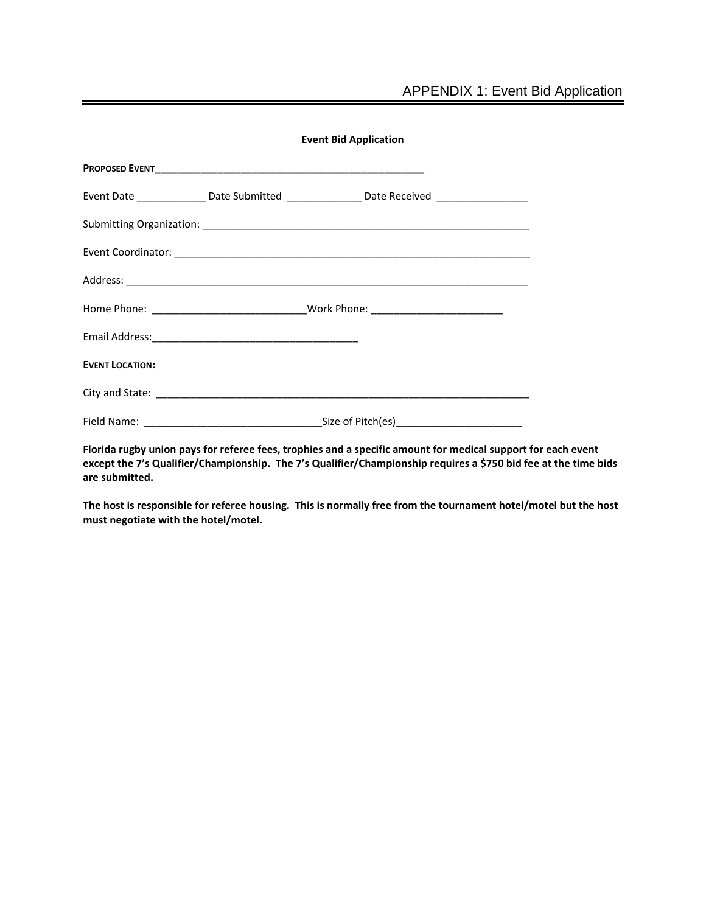# APPENDIX 1: Event Bid Application

**Event Bid Application**

**PROPOSED EVENT**________________________________________________

Event Date ____________ Date Submitted _____________ Date Received ________________

Submitting Organization: __________________________________________________________

Event Coordinator: ______________________________________________________________

Address: _______________________________________________________________________

Home Phone: ___________________________Work Phone: _______________________

Email Address:____________________________________

**EVENT LOCATION:**

City and State: __________________________________________________________________

Field Name: ______________________________Size of Pitch(es)______________________

**Florida rugby union pays for referee fees, trophies and a specific amount for medical support for each event except the 7's Qualifier/Championship. The 7's Qualifier/Championship requires a $750 bid fee at the time bids are submitted.**

**The host is responsible for referee housing. This is normally free from the tournament hotel/motel but the host must negotiate with the hotel/motel.**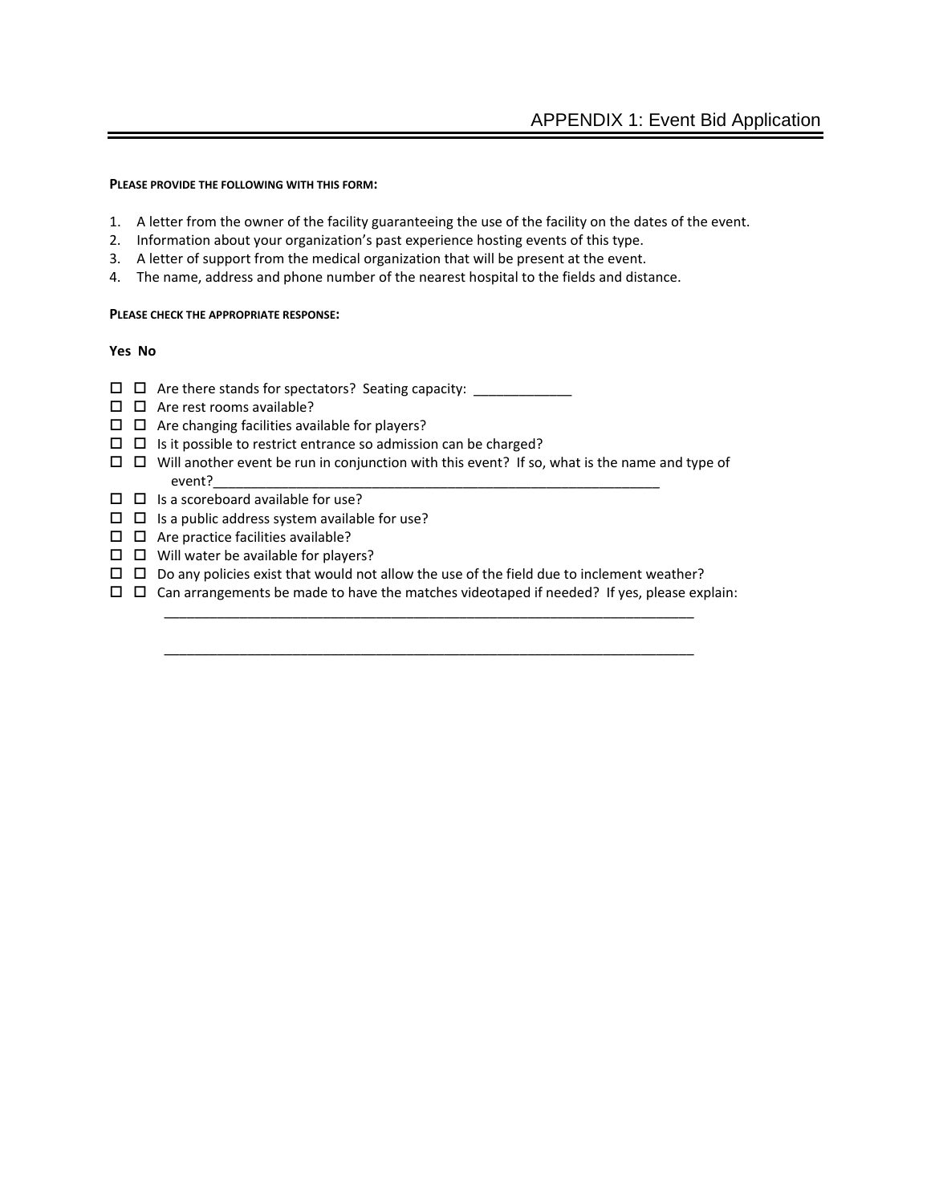# APPENDIX 1: Event Bid Application

**PLEASE PROVIDE THE FOLLOWING WITH THIS FORM:**

1. A letter from the owner of the facility guaranteeing the use of the facility on the dates of the event.
2. Information about your organization's past experience hosting events of this type.
3. A letter of support from the medical organization that will be present at the event.
4. The name, address and phone number of the nearest hospital to the fields and distance.

**PLEASE CHECK THE APPROPRIATE RESPONSE:**

**Yes No**

- ☐ ☐ Are there stands for spectators? Seating capacity: _____________
- ☐ ☐ Are rest rooms available?
- ☐ ☐ Are changing facilities available for players?
- ☐ ☐ Is it possible to restrict entrance so admission can be charged?
- ☐ ☐ Will another event be run in conjunction with this event? If so, what is the name and type of event?_____________________________________________________________
- ☐ ☐ Is a scoreboard available for use?
- ☐ ☐ Is a public address system available for use?
- ☐ ☐ Are practice facilities available?
- ☐ ☐ Will water be available for players?
- ☐ ☐ Do any policies exist that would not allow the use of the field due to inclement weather?
- ☐ ☐ Can arrangements be made to have the matches videotaped if needed? If yes, please explain:

  ________________________________________________________________________

  ________________________________________________________________________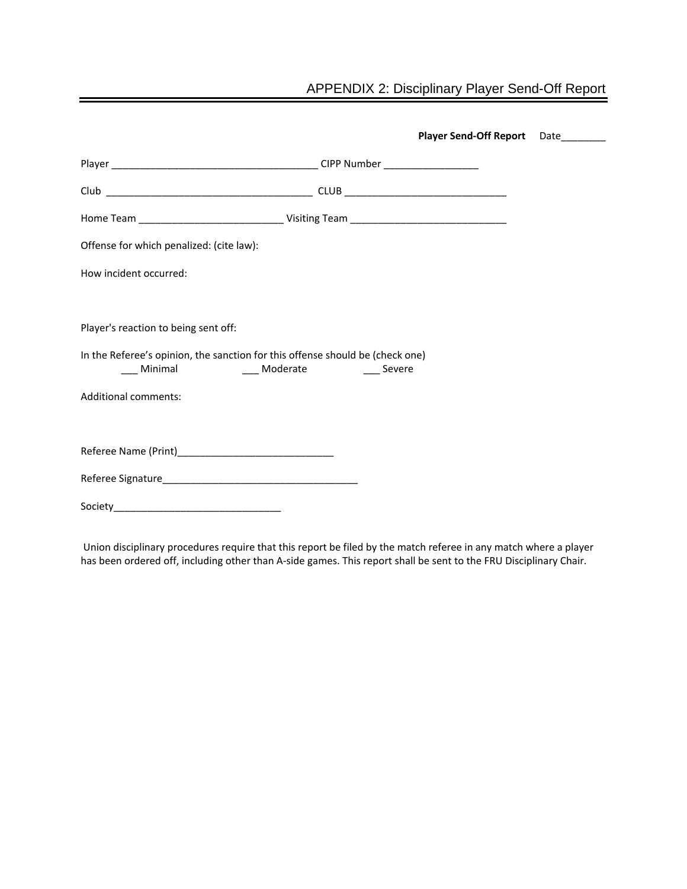## APPENDIX 2: Disciplinary Player Send-Off Report

**Player Send-Off Report** Date________

Player _____________________________________ CIPP Number ________________

Club ____________________________________ CLUB ____________________________

Home Team _________________________ Visiting Team ___________________________

Offense for which penalized: (cite law):

How incident occurred:

Player's reaction to being sent off:

In the Referee's opinion, the sanction for this offense should be (check one)

___ Minimal ___ Moderate ___ Severe

Additional comments:

Referee Name (Print)____________________________

Referee Signature___________________________________

Society______________________________

Union disciplinary procedures require that this report be filed by the match referee in any match where a player has been ordered off, including other than A-side games. This report shall be sent to the FRU Disciplinary Chair.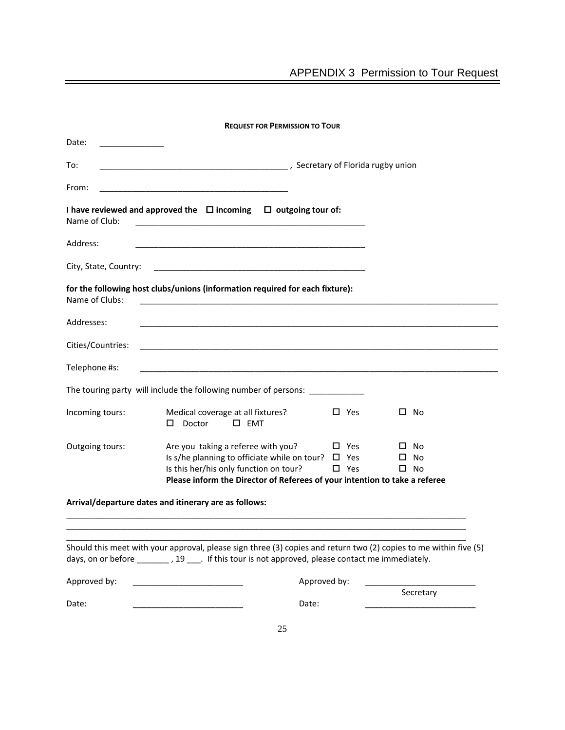# APPENDIX 3 Permission to Tour Request

**REQUEST FOR PERMISSION TO TOUR**

Date: ______________

To: ________________________________________ , Secretary of Florida rugby union

From: ________________________________________

**I have reviewed and approved the ☐ incoming ☐ outgoing tour of:**

Name of Club: __________________________________________________

Address: __________________________________________________

City, State, Country: ______________________________________________

**for the following host clubs/unions (information required for each fixture):**

Name of Clubs: ______________________________________________________________________________

Addresses: ______________________________________________________________________________

Cities/Countries: ______________________________________________________________________________

Telephone #s: ______________________________________________________________________________

The touring party will include the following number of persons: ____________

Incoming tours: Medical coverage at all fixtures? ☐ Yes ☐ No
☐ Doctor ☐ EMT

Outgoing tours: Are you taking a referee with you? ☐ Yes ☐ No
Is s/he planning to officiate while on tour? ☐ Yes ☐ No
Is this her/his only function on tour? ☐ Yes ☐ No
**Please inform the Director of Referees of your intention to take a referee**

**Arrival/departure dates and itinerary are as follows:**

_____________________________________________________________________________________

_____________________________________________________________________________________

_____________________________________________________________________________________

Should this meet with your approval, please sign three (3) copies and return two (2) copies to me within five (5) days, on or before _______ , 19 ___. If this tour is not approved, please contact me immediately.

Approved by: ________________________ Approved by: ________________________
Secretary

Date: ________________________ Date: ________________________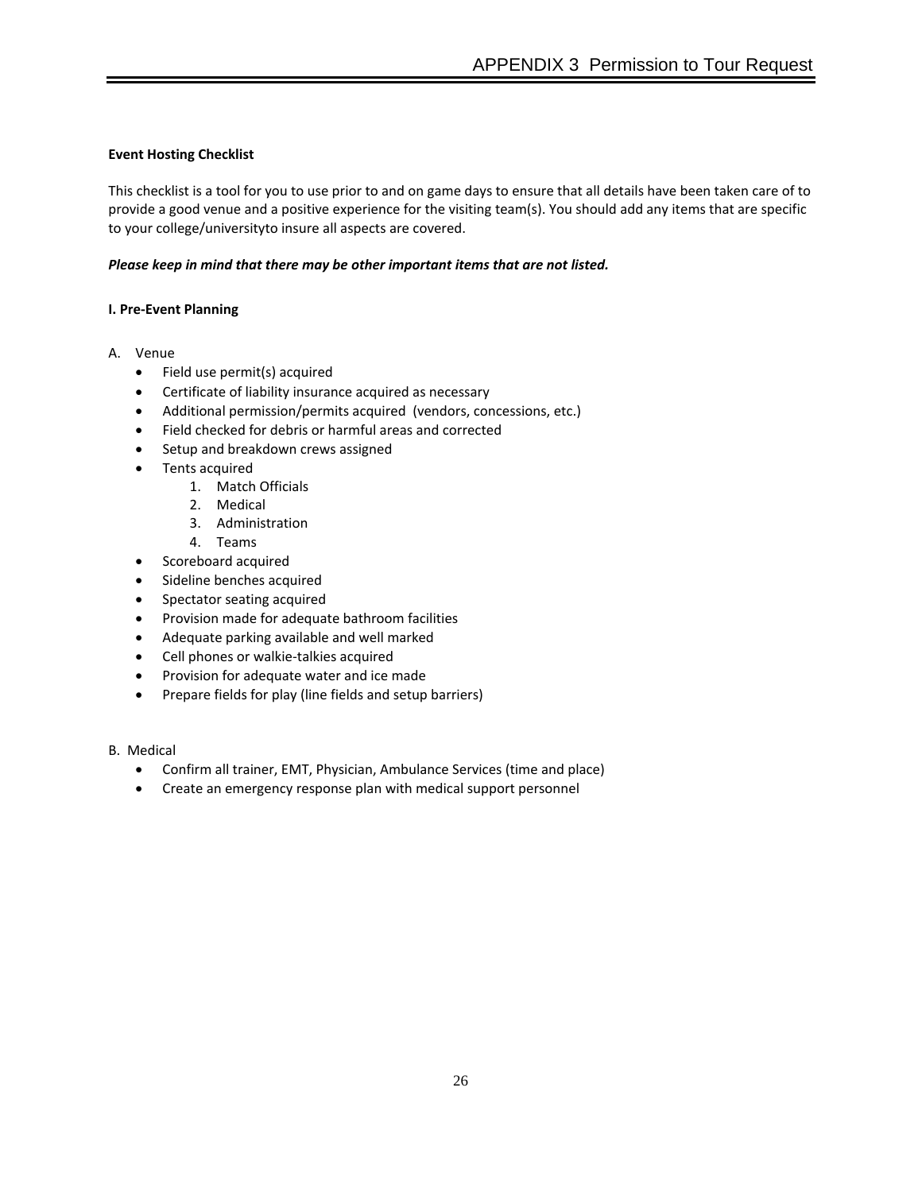**Event Hosting Checklist**

This checklist is a tool for you to use prior to and on game days to ensure that all details have been taken care of to provide a good venue and a positive experience for the visiting team(s). You should add any items that are specific to your college/universityto insure all aspects are covered.

***Please keep in mind that there may be other important items that are not listed.***

**I. Pre-Event Planning**

A. Venue
- Field use permit(s) acquired
- Certificate of liability insurance acquired as necessary
- Additional permission/permits acquired (vendors, concessions, etc.)
- Field checked for debris or harmful areas and corrected
- Setup and breakdown crews assigned
- Tents acquired
    1. Match Officials
    2. Medical
    3. Administration
    4. Teams
- Scoreboard acquired
- Sideline benches acquired
- Spectator seating acquired
- Provision made for adequate bathroom facilities
- Adequate parking available and well marked
- Cell phones or walkie-talkies acquired
- Provision for adequate water and ice made
- Prepare fields for play (line fields and setup barriers)

B. Medical
- Confirm all trainer, EMT, Physician, Ambulance Services (time and place)
- Create an emergency response plan with medical support personnel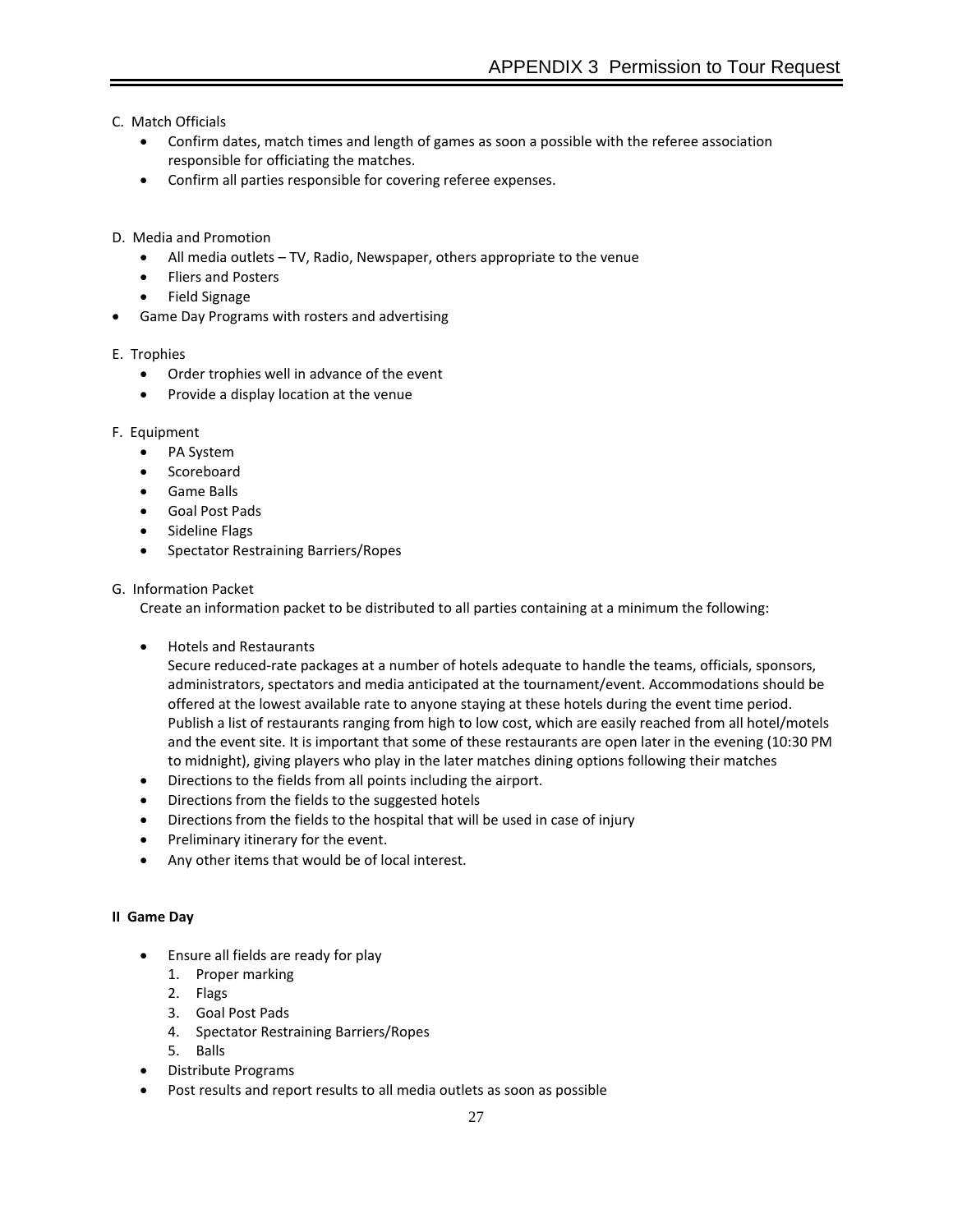C. Match Officials

- Confirm dates, match times and length of games as soon a possible with the referee association responsible for officiating the matches.
- Confirm all parties responsible for covering referee expenses.

D. Media and Promotion

- All media outlets – TV, Radio, Newspaper, others appropriate to the venue
- Fliers and Posters
- Field Signage
- Game Day Programs with rosters and advertising

E. Trophies

- Order trophies well in advance of the event
- Provide a display location at the venue

F. Equipment

- PA System
- Scoreboard
- Game Balls
- Goal Post Pads
- Sideline Flags
- Spectator Restraining Barriers/Ropes

G. Information Packet

Create an information packet to be distributed to all parties containing at a minimum the following:

- Hotels and Restaurants
  Secure reduced-rate packages at a number of hotels adequate to handle the teams, officials, sponsors, administrators, spectators and media anticipated at the tournament/event. Accommodations should be offered at the lowest available rate to anyone staying at these hotels during the event time period. Publish a list of restaurants ranging from high to low cost, which are easily reached from all hotel/motels and the event site. It is important that some of these restaurants are open later in the evening (10:30 PM to midnight), giving players who play in the later matches dining options following their matches
- Directions to the fields from all points including the airport.
- Directions from the fields to the suggested hotels
- Directions from the fields to the hospital that will be used in case of injury
- Preliminary itinerary for the event.
- Any other items that would be of local interest.

**II Game Day**

- Ensure all fields are ready for play
  1. Proper marking
  2. Flags
  3. Goal Post Pads
  4. Spectator Restraining Barriers/Ropes
  5. Balls
- Distribute Programs
- Post results and report results to all media outlets as soon as possible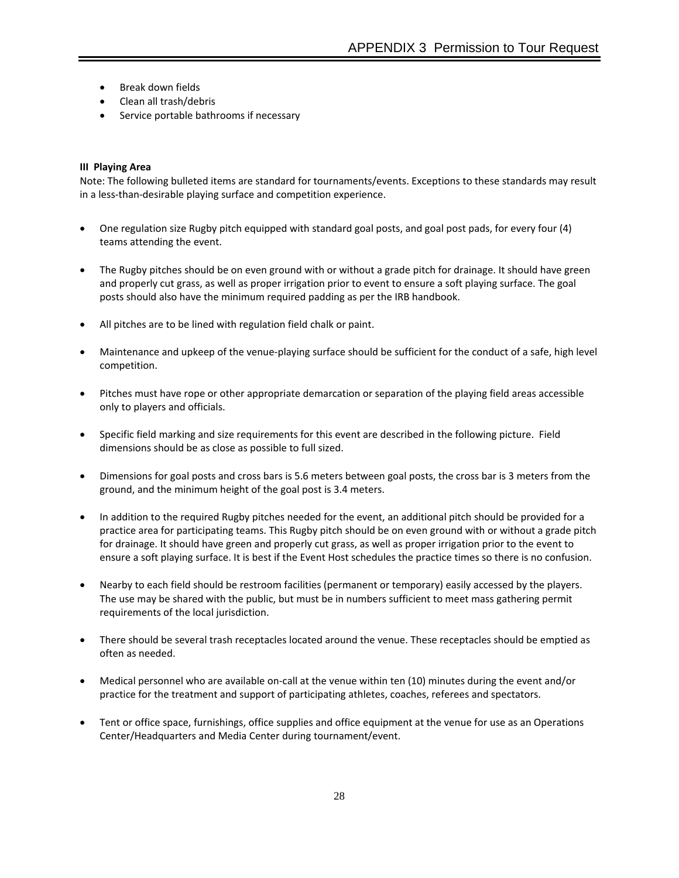- Break down fields
- Clean all trash/debris
- Service portable bathrooms if necessary

**III Playing Area**

Note: The following bulleted items are standard for tournaments/events. Exceptions to these standards may result in a less-than-desirable playing surface and competition experience.

- One regulation size Rugby pitch equipped with standard goal posts, and goal post pads, for every four (4) teams attending the event.

- The Rugby pitches should be on even ground with or without a grade pitch for drainage. It should have green and properly cut grass, as well as proper irrigation prior to event to ensure a soft playing surface. The goal posts should also have the minimum required padding as per the IRB handbook.

- All pitches are to be lined with regulation field chalk or paint.

- Maintenance and upkeep of the venue-playing surface should be sufficient for the conduct of a safe, high level competition.

- Pitches must have rope or other appropriate demarcation or separation of the playing field areas accessible only to players and officials.

- Specific field marking and size requirements for this event are described in the following picture. Field dimensions should be as close as possible to full sized.

- Dimensions for goal posts and cross bars is 5.6 meters between goal posts, the cross bar is 3 meters from the ground, and the minimum height of the goal post is 3.4 meters.

- In addition to the required Rugby pitches needed for the event, an additional pitch should be provided for a practice area for participating teams. This Rugby pitch should be on even ground with or without a grade pitch for drainage. It should have green and properly cut grass, as well as proper irrigation prior to the event to ensure a soft playing surface. It is best if the Event Host schedules the practice times so there is no confusion.

- Nearby to each field should be restroom facilities (permanent or temporary) easily accessed by the players. The use may be shared with the public, but must be in numbers sufficient to meet mass gathering permit requirements of the local jurisdiction.

- There should be several trash receptacles located around the venue. These receptacles should be emptied as often as needed.

- Medical personnel who are available on-call at the venue within ten (10) minutes during the event and/or practice for the treatment and support of participating athletes, coaches, referees and spectators.

- Tent or office space, furnishings, office supplies and office equipment at the venue for use as an Operations Center/Headquarters and Media Center during tournament/event.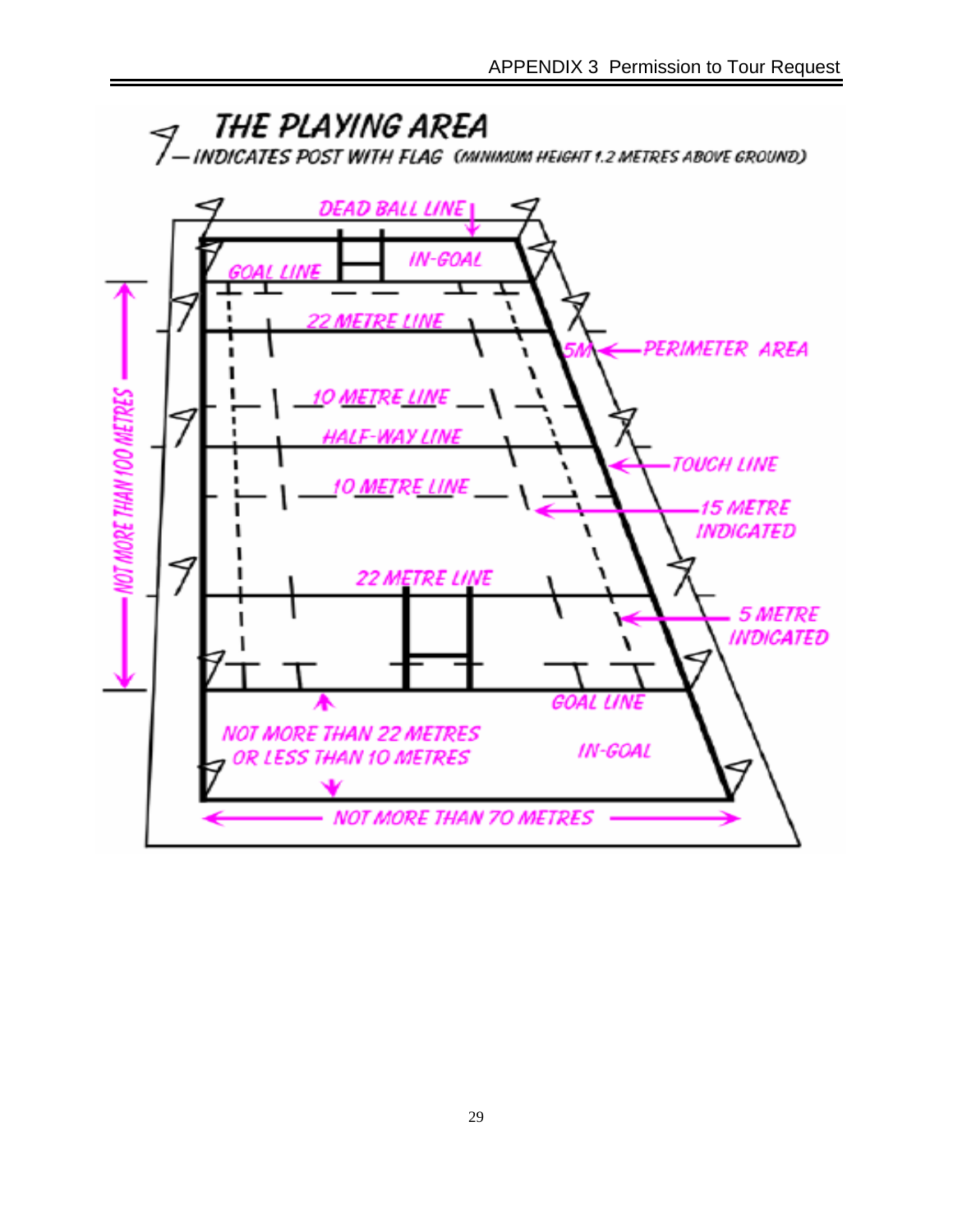# THE PLAYING AREA

— INDICATES POST WITH FLAG (MINIMUM HEIGHT 1.2 METRES ABOVE GROUND)

DEAD BALL LINE

IN-GOAL

GOAL LINE

22 METRE LINE

5M

PERIMETER AREA

10 METRE LINE

HALF-WAY LINE

TOUCH LINE

10 METRE LINE

15 METRE INDICATED

NOT MORE THAN 100 METRES

22 METRE LINE

5 METRE INDICATED

GOAL LINE

NOT MORE THAN 22 METRES OR LESS THAN 10 METRES

IN-GOAL

NOT MORE THAN 70 METRES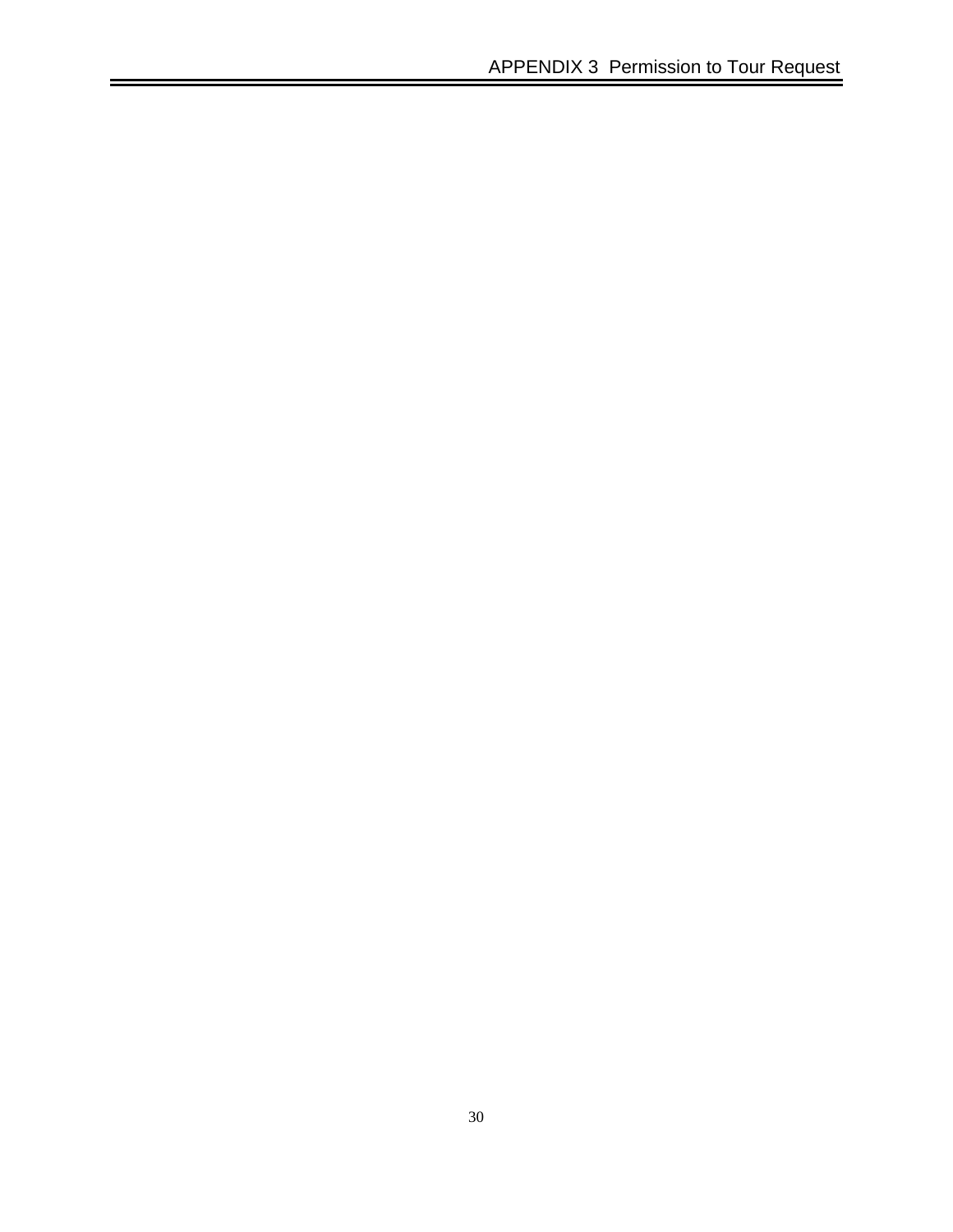# APPENDIX 3 Permission to Tour Request